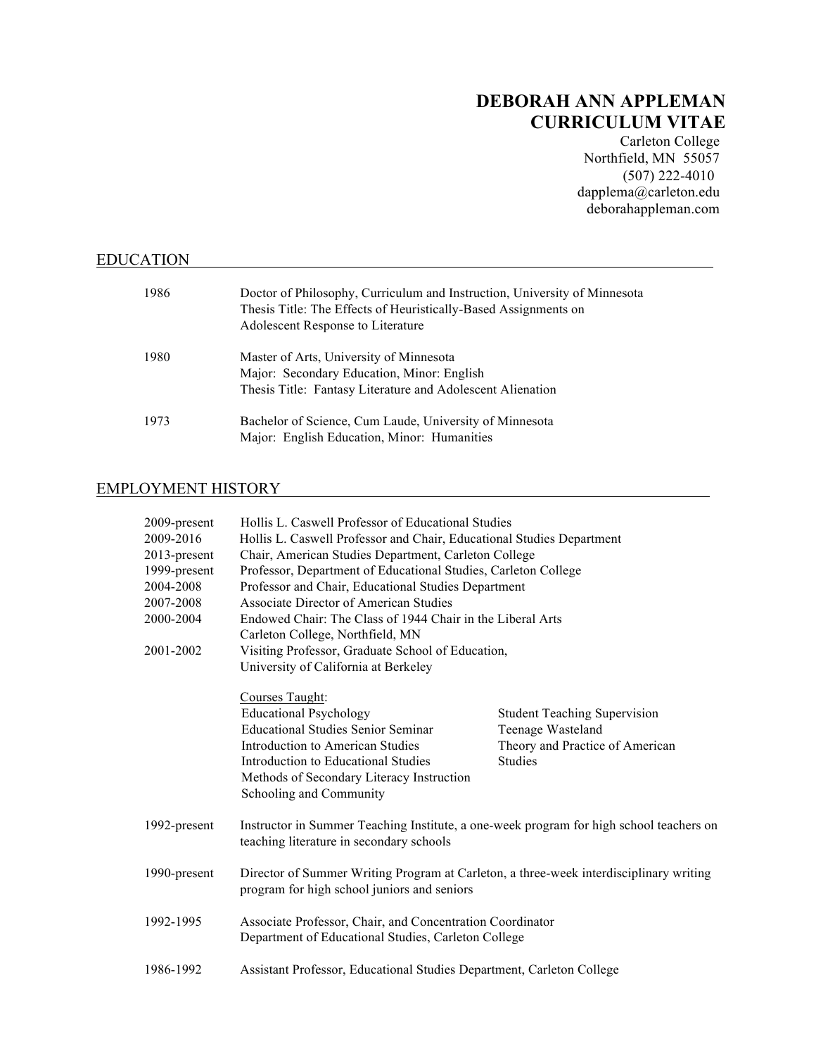# DEBORAH ANN APPLEMAN
# CURRICULUM VITAE

Carleton College
Northfield, MN 55057
(507) 222-4010
dapplema@carleton.edu
deborahappleman.com

## EDUCATION

1986 — Doctor of Philosophy, Curriculum and Instruction, University of Minnesota
Thesis Title: The Effects of Heuristically-Based Assignments on Adolescent Response to Literature

1980 — Master of Arts, University of Minnesota
Major: Secondary Education, Minor: English
Thesis Title: Fantasy Literature and Adolescent Alienation

1973 — Bachelor of Science, Cum Laude, University of Minnesota
Major: English Education, Minor: Humanities

## EMPLOYMENT HISTORY

2009-present — Hollis L. Caswell Professor of Educational Studies
2009-2016 — Hollis L. Caswell Professor and Chair, Educational Studies Department
2013-present — Chair, American Studies Department, Carleton College
1999-present — Professor, Department of Educational Studies, Carleton College
2004-2008 — Professor and Chair, Educational Studies Department
2007-2008 — Associate Director of American Studies
2000-2004 — Endowed Chair: The Class of 1944 Chair in the Liberal Arts
Carleton College, Northfield, MN
2001-2002 — Visiting Professor, Graduate School of Education,
University of California at Berkeley

Courses Taught:

- Educational Psychology
- Educational Studies Senior Seminar
- Introduction to American Studies
- Introduction to Educational Studies
- Methods of Secondary Literacy Instruction
- Schooling and Community
- Student Teaching Supervision
- Teenage Wasteland
- Theory and Practice of American Studies

1992-present — Instructor in Summer Teaching Institute, a one-week program for high school teachers on teaching literature in secondary schools

1990-present — Director of Summer Writing Program at Carleton, a three-week interdisciplinary writing program for high school juniors and seniors

1992-1995 — Associate Professor, Chair, and Concentration Coordinator
Department of Educational Studies, Carleton College

1986-1992 — Assistant Professor, Educational Studies Department, Carleton College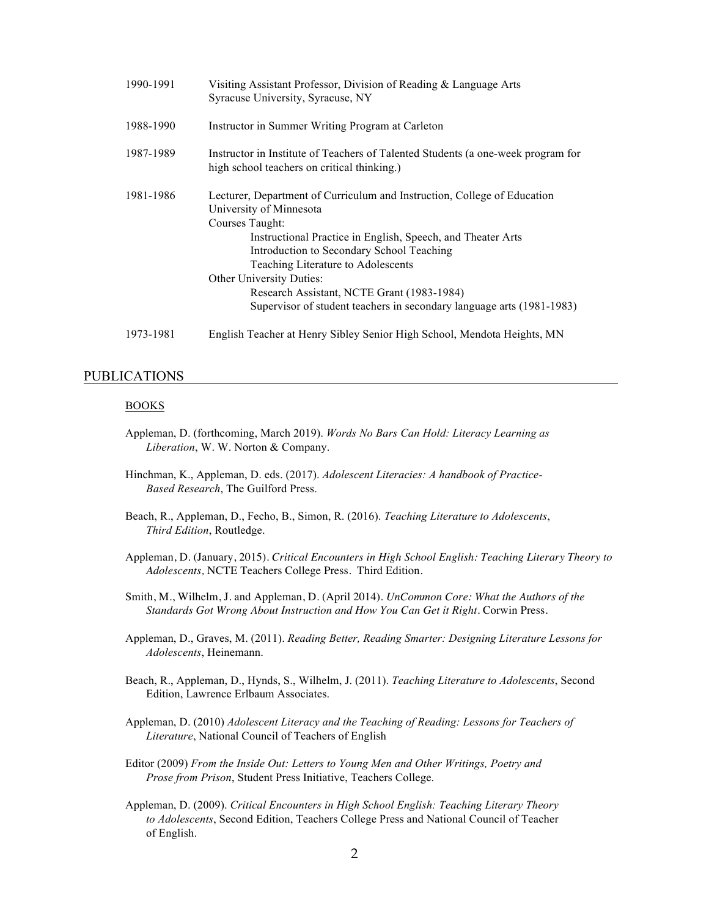1990-1991 — Visiting Assistant Professor, Division of Reading & Language Arts
Syracuse University, Syracuse, NY

1988-1990 — Instructor in Summer Writing Program at Carleton

1987-1989 — Instructor in Institute of Teachers of Talented Students (a one-week program for high school teachers on critical thinking.)

1981-1986 — Lecturer, Department of Curriculum and Instruction, College of Education
University of Minnesota
Courses Taught:
- Instructional Practice in English, Speech, and Theater Arts
- Introduction to Secondary School Teaching
- Teaching Literature to Adolescents

Other University Duties:
- Research Assistant, NCTE Grant (1983-1984)
- Supervisor of student teachers in secondary language arts (1981-1983)

1973-1981 — English Teacher at Henry Sibley Senior High School, Mendota Heights, MN

## PUBLICATIONS

### BOOKS

Appleman, D. (forthcoming, March 2019). *Words No Bars Can Hold: Literacy Learning as Liberation*, W. W. Norton & Company.

Hinchman, K., Appleman, D. eds. (2017). *Adolescent Literacies: A handbook of Practice-Based Research*, The Guilford Press.

Beach, R., Appleman, D., Fecho, B., Simon, R. (2016). *Teaching Literature to Adolescents*, *Third Edition*, Routledge.

Appleman, D. (January, 2015). *Critical Encounters in High School English: Teaching Literary Theory to Adolescents,* NCTE Teachers College Press. Third Edition.

Smith, M., Wilhelm, J. and Appleman, D. (April 2014). *UnCommon Core: What the Authors of the Standards Got Wrong About Instruction and How You Can Get it Right*. Corwin Press.

Appleman, D., Graves, M. (2011). *Reading Better, Reading Smarter: Designing Literature Lessons for Adolescents*, Heinemann.

Beach, R., Appleman, D., Hynds, S., Wilhelm, J. (2011). *Teaching Literature to Adolescents*, Second Edition, Lawrence Erlbaum Associates.

Appleman, D. (2010) *Adolescent Literacy and the Teaching of Reading: Lessons for Teachers of Literature*, National Council of Teachers of English

Editor (2009) *From the Inside Out: Letters to Young Men and Other Writings, Poetry and Prose from Prison*, Student Press Initiative, Teachers College.

Appleman, D. (2009). *Critical Encounters in High School English: Teaching Literary Theory to Adolescents*, Second Edition, Teachers College Press and National Council of Teacher of English.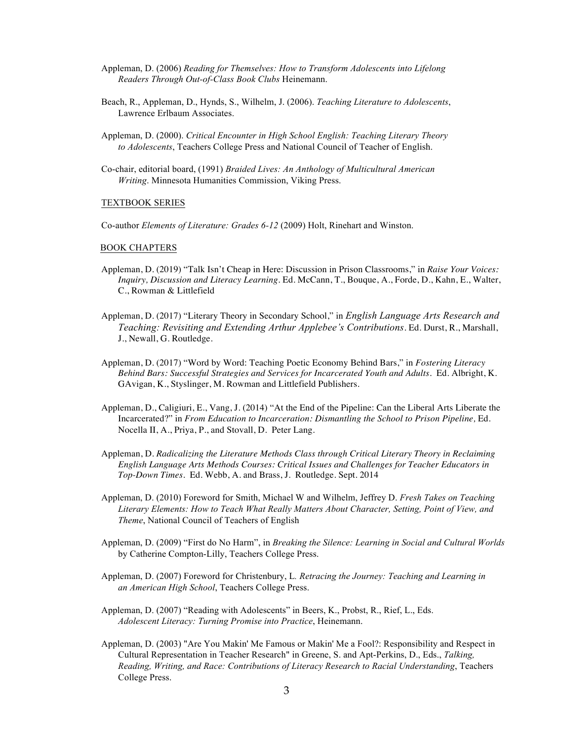Appleman, D. (2006) *Reading for Themselves: How to Transform Adolescents into Lifelong Readers Through Out-of-Class Book Clubs* Heinemann.

Beach, R., Appleman, D., Hynds, S., Wilhelm, J. (2006). *Teaching Literature to Adolescents*, Lawrence Erlbaum Associates.

Appleman, D. (2000). *Critical Encounter in High School English: Teaching Literary Theory to Adolescents*, Teachers College Press and National Council of Teacher of English.

Co-chair, editorial board, (1991) *Braided Lives: An Anthology of Multicultural American Writing*. Minnesota Humanities Commission, Viking Press.

TEXTBOOK SERIES

Co-author *Elements of Literature: Grades 6-12* (2009) Holt, Rinehart and Winston.

BOOK CHAPTERS

Appleman, D. (2019) "Talk Isn't Cheap in Here: Discussion in Prison Classrooms," in *Raise Your Voices: Inquiry, Discussion and Literacy Learning*. Ed. McCann, T., Bouque, A., Forde, D., Kahn, E., Walter, C., Rowman & Littlefield

Appleman, D. (2017) "Literary Theory in Secondary School," in *English Language Arts Research and Teaching: Revisiting and Extending Arthur Applebee's Contributions*. Ed. Durst, R., Marshall, J., Newall, G. Routledge.

Appleman, D. (2017) "Word by Word: Teaching Poetic Economy Behind Bars," in *Fostering Literacy Behind Bars: Successful Strategies and Services for Incarcerated Youth and Adults*. Ed. Albright, K. GAvigan, K., Styslinger, M. Rowman and Littlefield Publishers.

Appleman, D., Caligiuri, E., Vang, J. (2014) "At the End of the Pipeline: Can the Liberal Arts Liberate the Incarcerated?" in *From Education to Incarceration: Dismantling the School to Prison Pipeline,* Ed. Nocella II, A., Priya, P., and Stovall, D. Peter Lang.

Appleman, D. *Radicalizing the Literature Methods Class through Critical Literary Theory in Reclaiming English Language Arts Methods Courses: Critical Issues and Challenges for Teacher Educators in Top-Down Times*. Ed. Webb, A. and Brass, J. Routledge. Sept. 2014

Appleman, D. (2010) Foreword for Smith, Michael W and Wilhelm, Jeffrey D. *Fresh Takes on Teaching Literary Elements: How to Teach What Really Matters About Character, Setting, Point of View, and Theme*, National Council of Teachers of English

Appleman, D. (2009) "First do No Harm", in *Breaking the Silence: Learning in Social and Cultural Worlds* by Catherine Compton-Lilly, Teachers College Press.

Appleman, D. (2007) Foreword for Christenbury, L. *Retracing the Journey: Teaching and Learning in an American High School*, Teachers College Press.

Appleman, D. (2007) "Reading with Adolescents" in Beers, K., Probst, R., Rief, L., Eds. *Adolescent Literacy: Turning Promise into Practice*, Heinemann.

Appleman, D. (2003) "Are You Makin' Me Famous or Makin' Me a Fool?: Responsibility and Respect in Cultural Representation in Teacher Research" in Greene, S. and Apt-Perkins, D., Eds., *Talking, Reading, Writing, and Race: Contributions of Literacy Research to Racial Understanding*, Teachers College Press.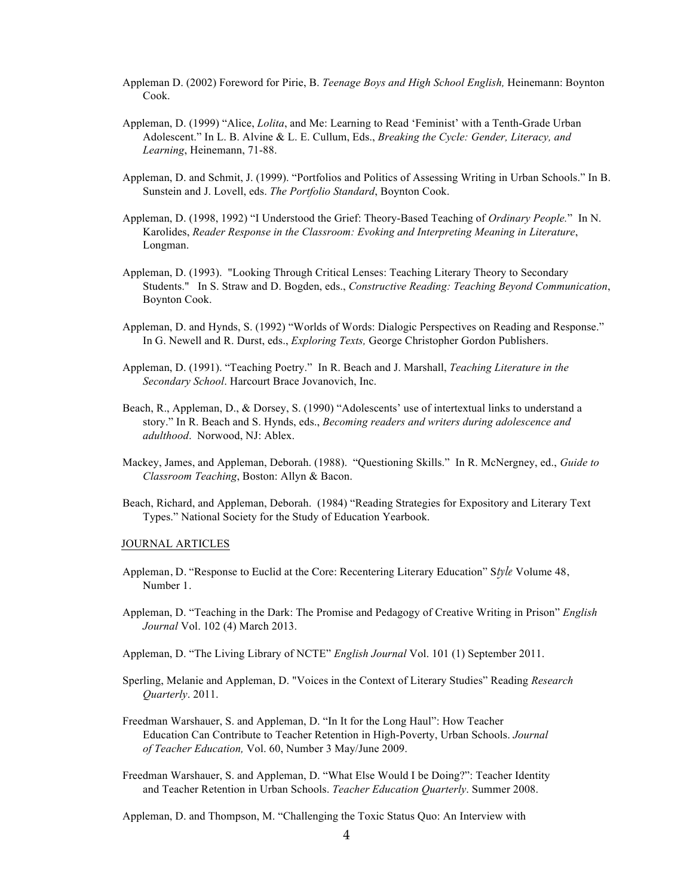Appleman D. (2002) Foreword for Pirie, B. *Teenage Boys and High School English,* Heinemann: Boynton Cook.

Appleman, D. (1999) "Alice, *Lolita*, and Me: Learning to Read 'Feminist' with a Tenth-Grade Urban Adolescent." In L. B. Alvine & L. E. Cullum, Eds., *Breaking the Cycle: Gender, Literacy, and Learning*, Heinemann, 71-88.

Appleman, D. and Schmit, J. (1999). "Portfolios and Politics of Assessing Writing in Urban Schools." In B. Sunstein and J. Lovell, eds. *The Portfolio Standard*, Boynton Cook.

Appleman, D. (1998, 1992) "I Understood the Grief: Theory-Based Teaching of *Ordinary People.*" In N. Karolides, *Reader Response in the Classroom: Evoking and Interpreting Meaning in Literature*, Longman.

Appleman, D. (1993). "Looking Through Critical Lenses: Teaching Literary Theory to Secondary Students." In S. Straw and D. Bogden, eds., *Constructive Reading: Teaching Beyond Communication*, Boynton Cook.

Appleman, D. and Hynds, S. (1992) "Worlds of Words: Dialogic Perspectives on Reading and Response." In G. Newell and R. Durst, eds., *Exploring Texts,* George Christopher Gordon Publishers.

Appleman, D. (1991). "Teaching Poetry." In R. Beach and J. Marshall, *Teaching Literature in the Secondary School*. Harcourt Brace Jovanovich, Inc.

Beach, R., Appleman, D., & Dorsey, S. (1990) "Adolescents' use of intertextual links to understand a story." In R. Beach and S. Hynds, eds., *Becoming readers and writers during adolescence and adulthood*. Norwood, NJ: Ablex.

Mackey, James, and Appleman, Deborah. (1988). "Questioning Skills." In R. McNergney, ed., *Guide to Classroom Teaching*, Boston: Allyn & Bacon.

Beach, Richard, and Appleman, Deborah. (1984) "Reading Strategies for Expository and Literary Text Types." National Society for the Study of Education Yearbook.

JOURNAL ARTICLES

Appleman, D. "Response to Euclid at the Core: Recentering Literary Education" S*tyle* Volume 48, Number 1.

Appleman, D. "Teaching in the Dark: The Promise and Pedagogy of Creative Writing in Prison" *English Journal* Vol. 102 (4) March 2013.

Appleman, D. "The Living Library of NCTE" *English Journal* Vol. 101 (1) September 2011.

Sperling, Melanie and Appleman, D. "Voices in the Context of Literary Studies" Reading *Research Quarterly*. 2011.

Freedman Warshauer, S. and Appleman, D. "In It for the Long Haul": How Teacher Education Can Contribute to Teacher Retention in High-Poverty, Urban Schools. *Journal of Teacher Education,* Vol. 60, Number 3 May/June 2009.

Freedman Warshauer, S. and Appleman, D. "What Else Would I be Doing?": Teacher Identity and Teacher Retention in Urban Schools. *Teacher Education Quarterly*. Summer 2008.

Appleman, D. and Thompson, M. "Challenging the Toxic Status Quo: An Interview with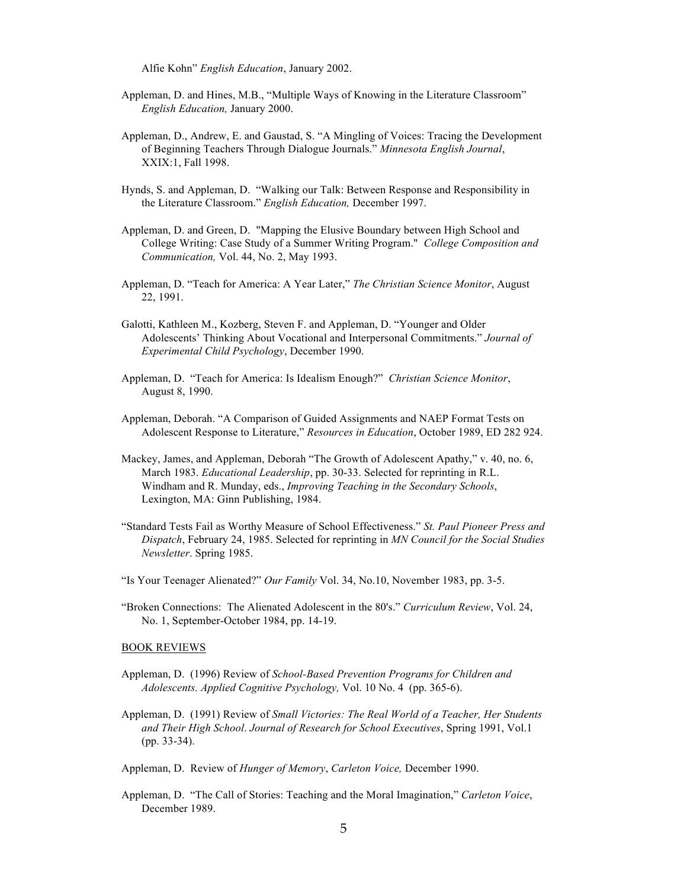Alfie Kohn" *English Education*, January 2002.

Appleman, D. and Hines, M.B., "Multiple Ways of Knowing in the Literature Classroom" *English Education,* January 2000.

Appleman, D., Andrew, E. and Gaustad, S. "A Mingling of Voices: Tracing the Development of Beginning Teachers Through Dialogue Journals." *Minnesota English Journal*, XXIX:1, Fall 1998.

Hynds, S. and Appleman, D. "Walking our Talk: Between Response and Responsibility in the Literature Classroom." *English Education,* December 1997.

Appleman, D. and Green, D. "Mapping the Elusive Boundary between High School and College Writing: Case Study of a Summer Writing Program." *College Composition and Communication,* Vol. 44, No. 2, May 1993.

Appleman, D. "Teach for America: A Year Later," *The Christian Science Monitor*, August 22, 1991.

Galotti, Kathleen M., Kozberg, Steven F. and Appleman, D. "Younger and Older Adolescents' Thinking About Vocational and Interpersonal Commitments." *Journal of Experimental Child Psychology*, December 1990.

Appleman, D. "Teach for America: Is Idealism Enough?" *Christian Science Monitor*, August 8, 1990.

Appleman, Deborah. "A Comparison of Guided Assignments and NAEP Format Tests on Adolescent Response to Literature," *Resources in Education*, October 1989, ED 282 924.

Mackey, James, and Appleman, Deborah "The Growth of Adolescent Apathy," v. 40, no. 6, March 1983. *Educational Leadership*, pp. 30-33. Selected for reprinting in R.L. Windham and R. Munday, eds., *Improving Teaching in the Secondary Schools*, Lexington, MA: Ginn Publishing, 1984.

"Standard Tests Fail as Worthy Measure of School Effectiveness." *St. Paul Pioneer Press and Dispatch*, February 24, 1985. Selected for reprinting in *MN Council for the Social Studies Newsletter*. Spring 1985.

"Is Your Teenager Alienated?" *Our Family* Vol. 34, No.10, November 1983, pp. 3-5.

"Broken Connections: The Alienated Adolescent in the 80's." *Curriculum Review*, Vol. 24, No. 1, September-October 1984, pp. 14-19.

## BOOK REVIEWS

Appleman, D. (1996) Review of *School-Based Prevention Programs for Children and Adolescents. Applied Cognitive Psychology,* Vol. 10 No. 4 (pp. 365-6).

Appleman, D. (1991) Review of *Small Victories: The Real World of a Teacher, Her Students and Their High School*. *Journal of Research for School Executives*, Spring 1991, Vol.1 (pp. 33-34).

Appleman, D. Review of *Hunger of Memory*, *Carleton Voice,* December 1990.

Appleman, D. "The Call of Stories: Teaching and the Moral Imagination," *Carleton Voice*, December 1989.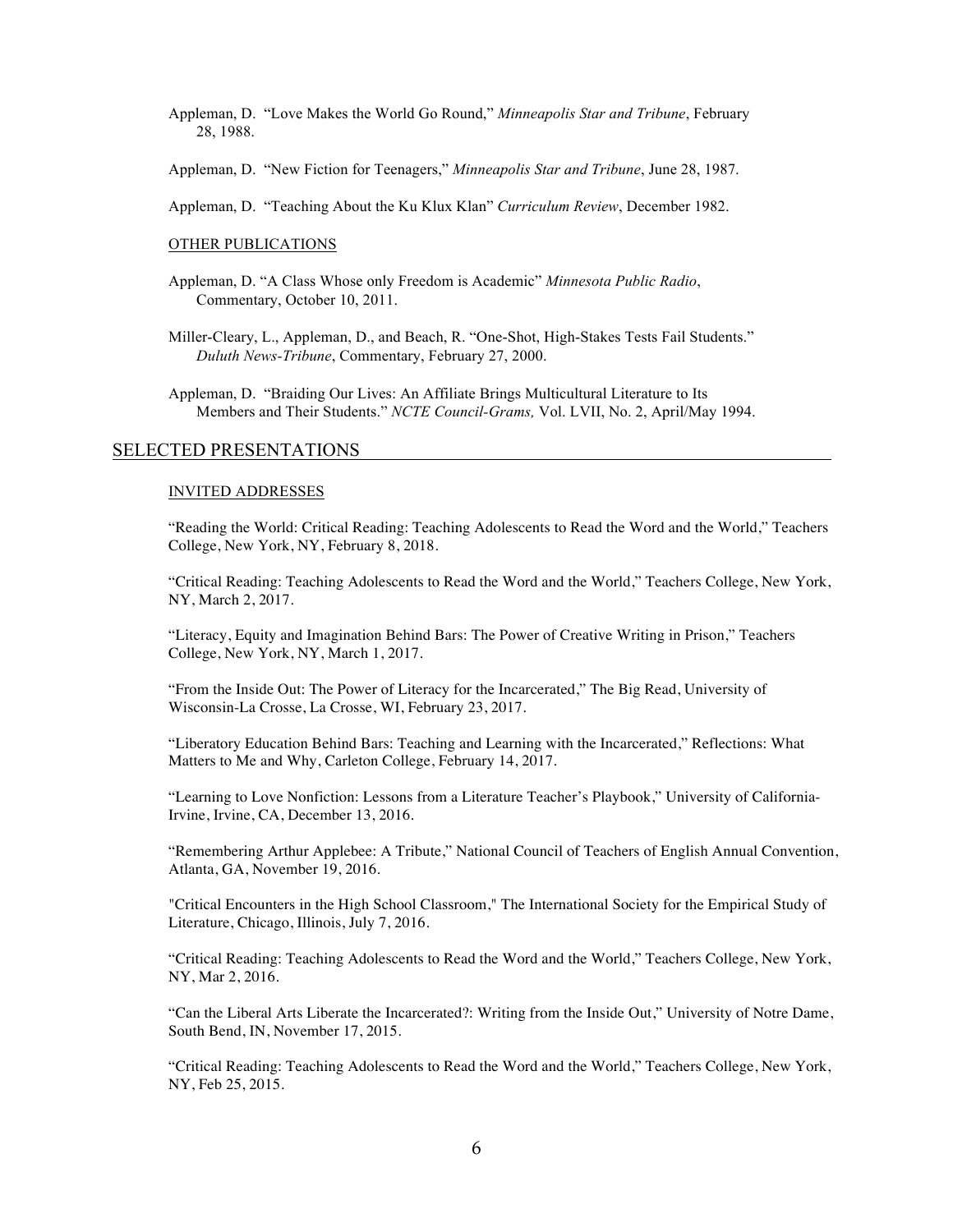Appleman, D. "Love Makes the World Go Round," *Minneapolis Star and Tribune*, February 28, 1988.

Appleman, D. "New Fiction for Teenagers," *Minneapolis Star and Tribune*, June 28, 1987.

Appleman, D. "Teaching About the Ku Klux Klan" *Curriculum Review*, December 1982.

### OTHER PUBLICATIONS

Appleman, D. "A Class Whose only Freedom is Academic" *Minnesota Public Radio*, Commentary, October 10, 2011.

Miller-Cleary, L., Appleman, D., and Beach, R. "One-Shot, High-Stakes Tests Fail Students." *Duluth News-Tribune*, Commentary, February 27, 2000.

Appleman, D. "Braiding Our Lives: An Affiliate Brings Multicultural Literature to Its Members and Their Students." *NCTE Council-Grams,* Vol. LVII, No. 2, April/May 1994.

## SELECTED PRESENTATIONS

### INVITED ADDRESSES

"Reading the World: Critical Reading: Teaching Adolescents to Read the Word and the World," Teachers College, New York, NY, February 8, 2018.

"Critical Reading: Teaching Adolescents to Read the Word and the World," Teachers College, New York, NY, March 2, 2017.

"Literacy, Equity and Imagination Behind Bars: The Power of Creative Writing in Prison," Teachers College, New York, NY, March 1, 2017.

"From the Inside Out: The Power of Literacy for the Incarcerated," The Big Read, University of Wisconsin-La Crosse, La Crosse, WI, February 23, 2017.

"Liberatory Education Behind Bars: Teaching and Learning with the Incarcerated," Reflections: What Matters to Me and Why, Carleton College, February 14, 2017.

"Learning to Love Nonfiction: Lessons from a Literature Teacher's Playbook," University of California-Irvine, Irvine, CA, December 13, 2016.

"Remembering Arthur Applebee: A Tribute," National Council of Teachers of English Annual Convention, Atlanta, GA, November 19, 2016.

"Critical Encounters in the High School Classroom," The International Society for the Empirical Study of Literature, Chicago, Illinois, July 7, 2016.

"Critical Reading: Teaching Adolescents to Read the Word and the World," Teachers College, New York, NY, Mar 2, 2016.

"Can the Liberal Arts Liberate the Incarcerated?: Writing from the Inside Out," University of Notre Dame, South Bend, IN, November 17, 2015.

"Critical Reading: Teaching Adolescents to Read the Word and the World," Teachers College, New York, NY, Feb 25, 2015.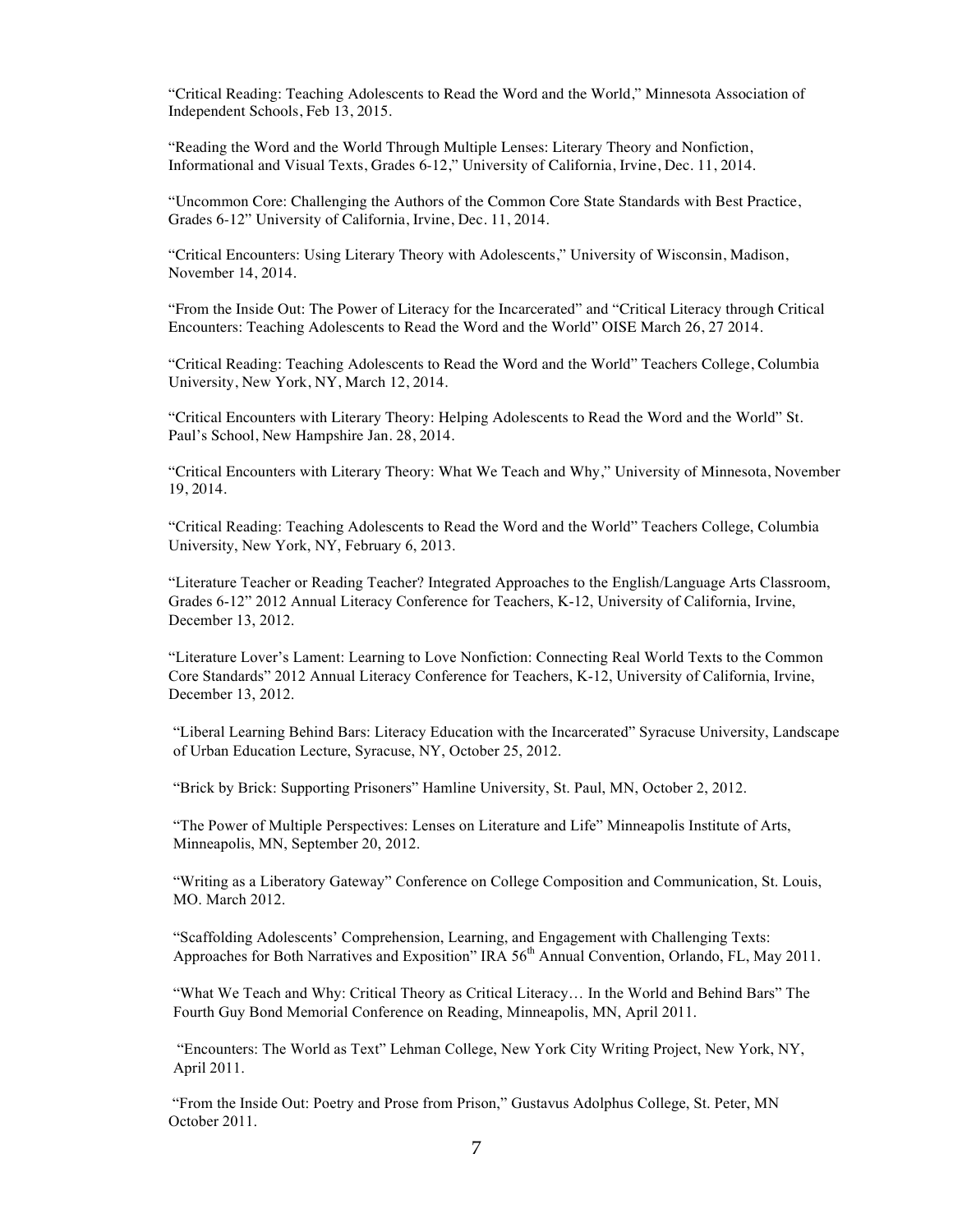"Critical Reading: Teaching Adolescents to Read the Word and the World," Minnesota Association of Independent Schools, Feb 13, 2015.

"Reading the Word and the World Through Multiple Lenses: Literary Theory and Nonfiction, Informational and Visual Texts, Grades 6-12," University of California, Irvine, Dec. 11, 2014.

"Uncommon Core: Challenging the Authors of the Common Core State Standards with Best Practice, Grades 6-12" University of California, Irvine, Dec. 11, 2014.

"Critical Encounters: Using Literary Theory with Adolescents," University of Wisconsin, Madison, November 14, 2014.

"From the Inside Out: The Power of Literacy for the Incarcerated" and "Critical Literacy through Critical Encounters: Teaching Adolescents to Read the Word and the World" OISE March 26, 27 2014.

"Critical Reading: Teaching Adolescents to Read the Word and the World" Teachers College, Columbia University, New York, NY, March 12, 2014.

"Critical Encounters with Literary Theory: Helping Adolescents to Read the Word and the World" St. Paul's School, New Hampshire Jan. 28, 2014.

"Critical Encounters with Literary Theory: What We Teach and Why," University of Minnesota, November 19, 2014.

"Critical Reading: Teaching Adolescents to Read the Word and the World" Teachers College, Columbia University, New York, NY, February 6, 2013.

"Literature Teacher or Reading Teacher? Integrated Approaches to the English/Language Arts Classroom, Grades 6-12" 2012 Annual Literacy Conference for Teachers, K-12, University of California, Irvine, December 13, 2012.

"Literature Lover's Lament: Learning to Love Nonfiction: Connecting Real World Texts to the Common Core Standards" 2012 Annual Literacy Conference for Teachers, K-12, University of California, Irvine, December 13, 2012.

"Liberal Learning Behind Bars: Literacy Education with the Incarcerated" Syracuse University, Landscape of Urban Education Lecture, Syracuse, NY, October 25, 2012.

"Brick by Brick: Supporting Prisoners" Hamline University, St. Paul, MN, October 2, 2012.

"The Power of Multiple Perspectives: Lenses on Literature and Life" Minneapolis Institute of Arts, Minneapolis, MN, September 20, 2012.

"Writing as a Liberatory Gateway" Conference on College Composition and Communication, St. Louis, MO. March 2012.

"Scaffolding Adolescents' Comprehension, Learning, and Engagement with Challenging Texts: Approaches for Both Narratives and Exposition" IRA 56th Annual Convention, Orlando, FL, May 2011.

"What We Teach and Why: Critical Theory as Critical Literacy… In the World and Behind Bars" The Fourth Guy Bond Memorial Conference on Reading, Minneapolis, MN, April 2011.

"Encounters: The World as Text" Lehman College, New York City Writing Project, New York, NY, April 2011.

"From the Inside Out: Poetry and Prose from Prison," Gustavus Adolphus College, St. Peter, MN October 2011.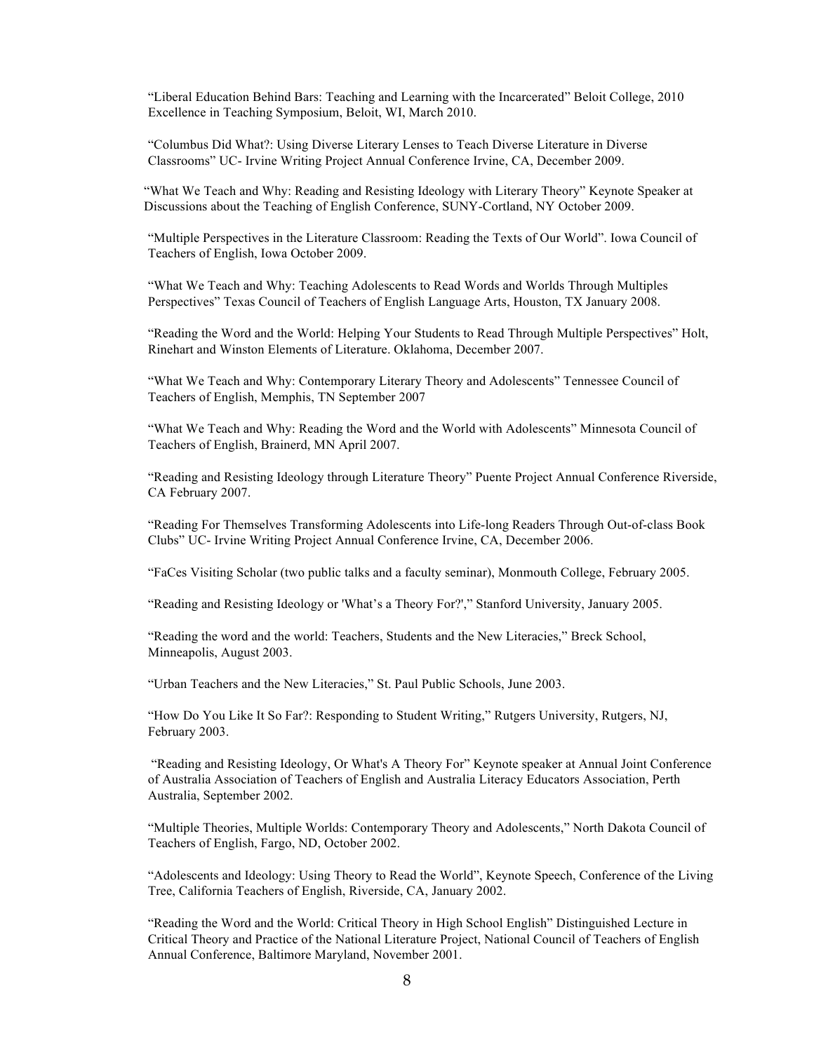"Liberal Education Behind Bars: Teaching and Learning with the Incarcerated" Beloit College, 2010 Excellence in Teaching Symposium, Beloit, WI, March 2010.

"Columbus Did What?: Using Diverse Literary Lenses to Teach Diverse Literature in Diverse Classrooms" UC- Irvine Writing Project Annual Conference Irvine, CA, December 2009.

"What We Teach and Why: Reading and Resisting Ideology with Literary Theory" Keynote Speaker at Discussions about the Teaching of English Conference, SUNY-Cortland, NY October 2009.

"Multiple Perspectives in the Literature Classroom: Reading the Texts of Our World". Iowa Council of Teachers of English, Iowa October 2009.

"What We Teach and Why: Teaching Adolescents to Read Words and Worlds Through Multiples Perspectives" Texas Council of Teachers of English Language Arts, Houston, TX January 2008.

"Reading the Word and the World: Helping Your Students to Read Through Multiple Perspectives" Holt, Rinehart and Winston Elements of Literature. Oklahoma, December 2007.

"What We Teach and Why: Contemporary Literary Theory and Adolescents" Tennessee Council of Teachers of English, Memphis, TN September 2007

"What We Teach and Why: Reading the Word and the World with Adolescents" Minnesota Council of Teachers of English, Brainerd, MN April 2007.

"Reading and Resisting Ideology through Literature Theory" Puente Project Annual Conference Riverside, CA February 2007.

"Reading For Themselves Transforming Adolescents into Life-long Readers Through Out-of-class Book Clubs" UC- Irvine Writing Project Annual Conference Irvine, CA, December 2006.

"FaCes Visiting Scholar (two public talks and a faculty seminar), Monmouth College, February 2005.

"Reading and Resisting Ideology or 'What's a Theory For?'," Stanford University, January 2005.

"Reading the word and the world: Teachers, Students and the New Literacies," Breck School, Minneapolis, August 2003.

"Urban Teachers and the New Literacies," St. Paul Public Schools, June 2003.

"How Do You Like It So Far?: Responding to Student Writing," Rutgers University, Rutgers, NJ, February 2003.

"Reading and Resisting Ideology, Or What's A Theory For" Keynote speaker at Annual Joint Conference of Australia Association of Teachers of English and Australia Literacy Educators Association, Perth Australia, September 2002.

"Multiple Theories, Multiple Worlds: Contemporary Theory and Adolescents," North Dakota Council of Teachers of English, Fargo, ND, October 2002.

"Adolescents and Ideology: Using Theory to Read the World", Keynote Speech, Conference of the Living Tree, California Teachers of English, Riverside, CA, January 2002.

"Reading the Word and the World: Critical Theory in High School English" Distinguished Lecture in Critical Theory and Practice of the National Literature Project, National Council of Teachers of English Annual Conference, Baltimore Maryland, November 2001.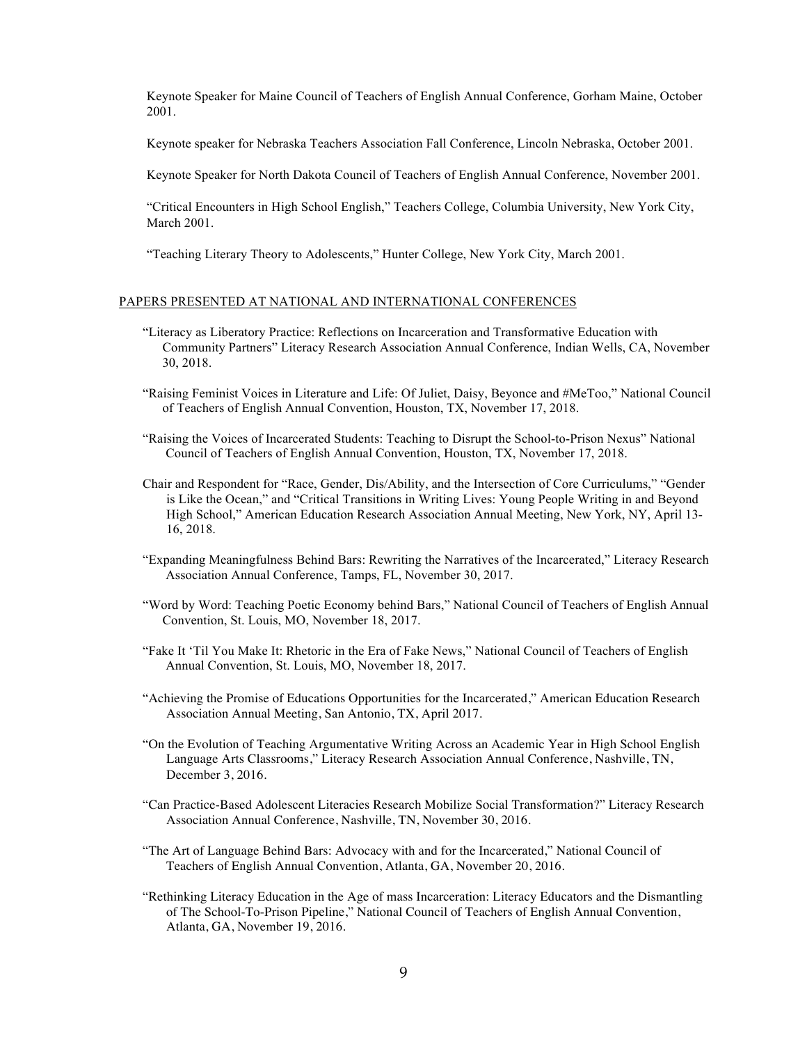Keynote Speaker for Maine Council of Teachers of English Annual Conference, Gorham Maine, October 2001.

Keynote speaker for Nebraska Teachers Association Fall Conference, Lincoln Nebraska, October 2001.

Keynote Speaker for North Dakota Council of Teachers of English Annual Conference, November 2001.

"Critical Encounters in High School English," Teachers College, Columbia University, New York City, March 2001.

"Teaching Literary Theory to Adolescents," Hunter College, New York City, March 2001.

## PAPERS PRESENTED AT NATIONAL AND INTERNATIONAL CONFERENCES

"Literacy as Liberatory Practice: Reflections on Incarceration and Transformative Education with Community Partners" Literacy Research Association Annual Conference, Indian Wells, CA, November 30, 2018.

"Raising Feminist Voices in Literature and Life: Of Juliet, Daisy, Beyonce and #MeToo," National Council of Teachers of English Annual Convention, Houston, TX, November 17, 2018.

"Raising the Voices of Incarcerated Students: Teaching to Disrupt the School-to-Prison Nexus" National Council of Teachers of English Annual Convention, Houston, TX, November 17, 2018.

Chair and Respondent for "Race, Gender, Dis/Ability, and the Intersection of Core Curriculums," "Gender is Like the Ocean," and "Critical Transitions in Writing Lives: Young People Writing in and Beyond High School," American Education Research Association Annual Meeting, New York, NY, April 13-16, 2018.

"Expanding Meaningfulness Behind Bars: Rewriting the Narratives of the Incarcerated," Literacy Research Association Annual Conference, Tamps, FL, November 30, 2017.

"Word by Word: Teaching Poetic Economy behind Bars," National Council of Teachers of English Annual Convention, St. Louis, MO, November 18, 2017.

"Fake It 'Til You Make It: Rhetoric in the Era of Fake News," National Council of Teachers of English Annual Convention, St. Louis, MO, November 18, 2017.

"Achieving the Promise of Educations Opportunities for the Incarcerated," American Education Research Association Annual Meeting, San Antonio, TX, April 2017.

"On the Evolution of Teaching Argumentative Writing Across an Academic Year in High School English Language Arts Classrooms," Literacy Research Association Annual Conference, Nashville, TN, December 3, 2016.

"Can Practice-Based Adolescent Literacies Research Mobilize Social Transformation?" Literacy Research Association Annual Conference, Nashville, TN, November 30, 2016.

"The Art of Language Behind Bars: Advocacy with and for the Incarcerated," National Council of Teachers of English Annual Convention, Atlanta, GA, November 20, 2016.

"Rethinking Literacy Education in the Age of mass Incarceration: Literacy Educators and the Dismantling of The School-To-Prison Pipeline," National Council of Teachers of English Annual Convention, Atlanta, GA, November 19, 2016.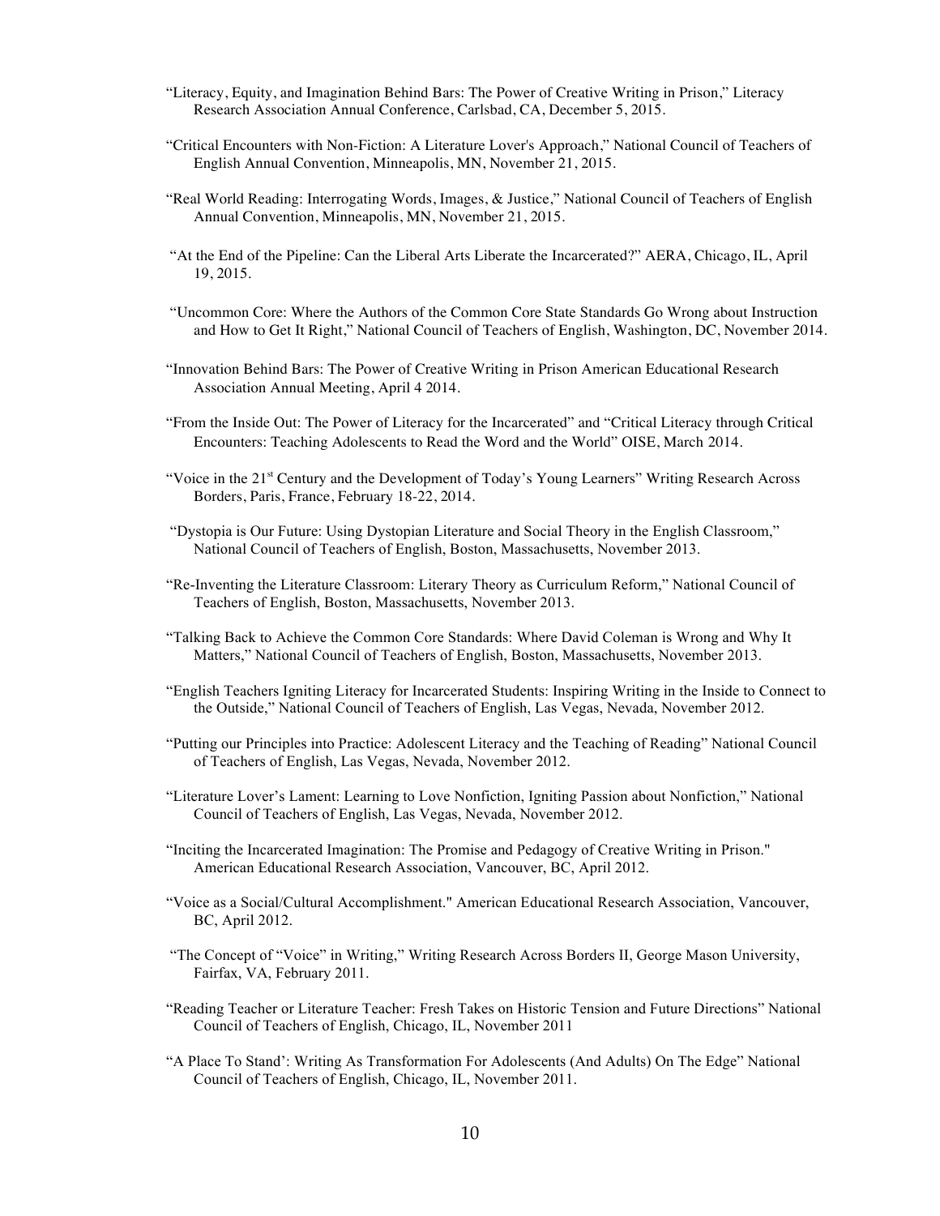"Literacy, Equity, and Imagination Behind Bars: The Power of Creative Writing in Prison," Literacy Research Association Annual Conference, Carlsbad, CA, December 5, 2015.

"Critical Encounters with Non-Fiction: A Literature Lover's Approach," National Council of Teachers of English Annual Convention, Minneapolis, MN, November 21, 2015.

"Real World Reading: Interrogating Words, Images, & Justice," National Council of Teachers of English Annual Convention, Minneapolis, MN, November 21, 2015.

"At the End of the Pipeline: Can the Liberal Arts Liberate the Incarcerated?" AERA, Chicago, IL, April 19, 2015.

"Uncommon Core: Where the Authors of the Common Core State Standards Go Wrong about Instruction and How to Get It Right," National Council of Teachers of English, Washington, DC, November 2014.

"Innovation Behind Bars: The Power of Creative Writing in Prison American Educational Research Association Annual Meeting, April 4 2014.

"From the Inside Out: The Power of Literacy for the Incarcerated" and "Critical Literacy through Critical Encounters: Teaching Adolescents to Read the Word and the World" OISE, March 2014.

"Voice in the 21st Century and the Development of Today's Young Learners" Writing Research Across Borders, Paris, France, February 18-22, 2014.

"Dystopia is Our Future: Using Dystopian Literature and Social Theory in the English Classroom," National Council of Teachers of English, Boston, Massachusetts, November 2013.

"Re-Inventing the Literature Classroom: Literary Theory as Curriculum Reform," National Council of Teachers of English, Boston, Massachusetts, November 2013.

"Talking Back to Achieve the Common Core Standards: Where David Coleman is Wrong and Why It Matters," National Council of Teachers of English, Boston, Massachusetts, November 2013.

"English Teachers Igniting Literacy for Incarcerated Students: Inspiring Writing in the Inside to Connect to the Outside," National Council of Teachers of English, Las Vegas, Nevada, November 2012.

"Putting our Principles into Practice: Adolescent Literacy and the Teaching of Reading" National Council of Teachers of English, Las Vegas, Nevada, November 2012.

"Literature Lover's Lament: Learning to Love Nonfiction, Igniting Passion about Nonfiction," National Council of Teachers of English, Las Vegas, Nevada, November 2012.

"Inciting the Incarcerated Imagination: The Promise and Pedagogy of Creative Writing in Prison." American Educational Research Association, Vancouver, BC, April 2012.

"Voice as a Social/Cultural Accomplishment." American Educational Research Association, Vancouver, BC, April 2012.

"The Concept of "Voice" in Writing," Writing Research Across Borders II, George Mason University, Fairfax, VA, February 2011.

"Reading Teacher or Literature Teacher: Fresh Takes on Historic Tension and Future Directions" National Council of Teachers of English, Chicago, IL, November 2011

"A Place To Stand': Writing As Transformation For Adolescents (And Adults) On The Edge" National Council of Teachers of English, Chicago, IL, November 2011.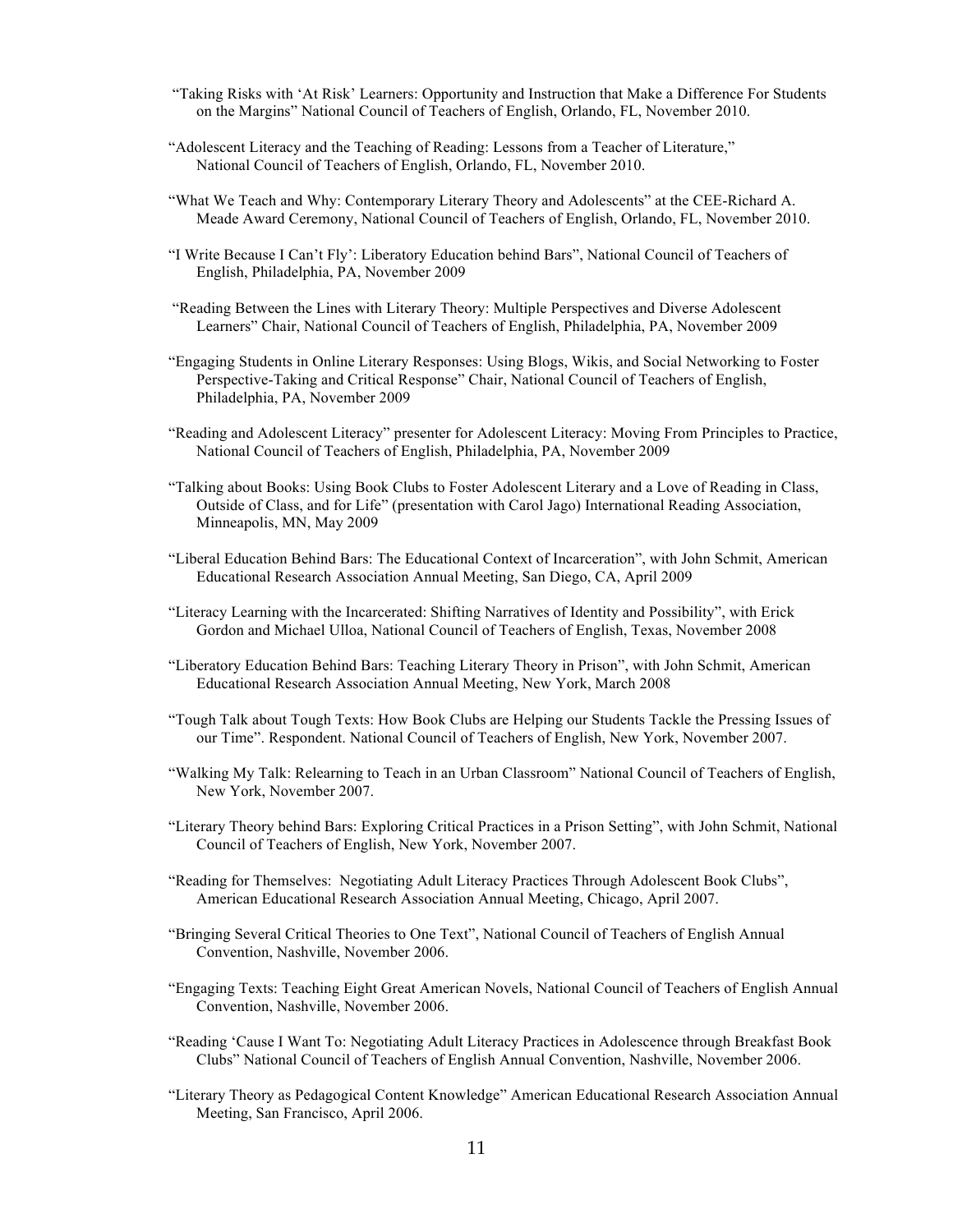"Taking Risks with 'At Risk' Learners: Opportunity and Instruction that Make a Difference For Students on the Margins" National Council of Teachers of English, Orlando, FL, November 2010.

"Adolescent Literacy and the Teaching of Reading: Lessons from a Teacher of Literature," National Council of Teachers of English, Orlando, FL, November 2010.

"What We Teach and Why: Contemporary Literary Theory and Adolescents" at the CEE-Richard A. Meade Award Ceremony, National Council of Teachers of English, Orlando, FL, November 2010.

"I Write Because I Can't Fly': Liberatory Education behind Bars", National Council of Teachers of English, Philadelphia, PA, November 2009

"Reading Between the Lines with Literary Theory: Multiple Perspectives and Diverse Adolescent Learners" Chair, National Council of Teachers of English, Philadelphia, PA, November 2009

"Engaging Students in Online Literary Responses: Using Blogs, Wikis, and Social Networking to Foster Perspective-Taking and Critical Response" Chair, National Council of Teachers of English, Philadelphia, PA, November 2009

"Reading and Adolescent Literacy" presenter for Adolescent Literacy: Moving From Principles to Practice, National Council of Teachers of English, Philadelphia, PA, November 2009

"Talking about Books: Using Book Clubs to Foster Adolescent Literary and a Love of Reading in Class, Outside of Class, and for Life" (presentation with Carol Jago) International Reading Association, Minneapolis, MN, May 2009

"Liberal Education Behind Bars: The Educational Context of Incarceration", with John Schmit, American Educational Research Association Annual Meeting, San Diego, CA, April 2009

"Literacy Learning with the Incarcerated: Shifting Narratives of Identity and Possibility", with Erick Gordon and Michael Ulloa, National Council of Teachers of English, Texas, November 2008

"Liberatory Education Behind Bars: Teaching Literary Theory in Prison", with John Schmit, American Educational Research Association Annual Meeting, New York, March 2008

"Tough Talk about Tough Texts: How Book Clubs are Helping our Students Tackle the Pressing Issues of our Time". Respondent. National Council of Teachers of English, New York, November 2007.

"Walking My Talk: Relearning to Teach in an Urban Classroom" National Council of Teachers of English, New York, November 2007.

"Literary Theory behind Bars: Exploring Critical Practices in a Prison Setting", with John Schmit, National Council of Teachers of English, New York, November 2007.

"Reading for Themselves: Negotiating Adult Literacy Practices Through Adolescent Book Clubs", American Educational Research Association Annual Meeting, Chicago, April 2007.

"Bringing Several Critical Theories to One Text", National Council of Teachers of English Annual Convention, Nashville, November 2006.

"Engaging Texts: Teaching Eight Great American Novels, National Council of Teachers of English Annual Convention, Nashville, November 2006.

"Reading 'Cause I Want To: Negotiating Adult Literacy Practices in Adolescence through Breakfast Book Clubs" National Council of Teachers of English Annual Convention, Nashville, November 2006.

"Literary Theory as Pedagogical Content Knowledge" American Educational Research Association Annual Meeting, San Francisco, April 2006.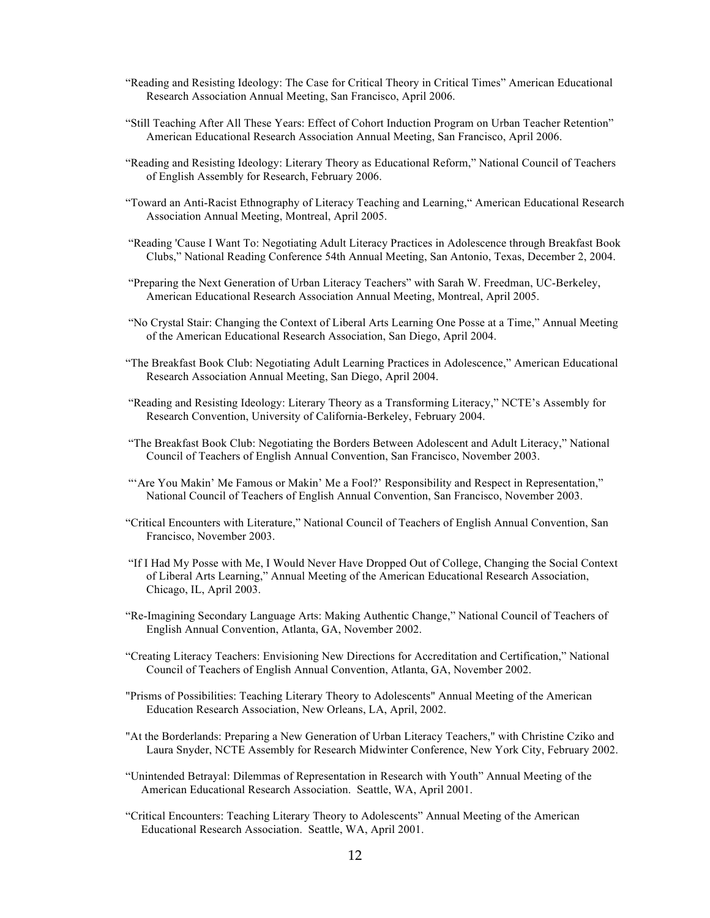"Reading and Resisting Ideology: The Case for Critical Theory in Critical Times" American Educational Research Association Annual Meeting, San Francisco, April 2006.

"Still Teaching After All These Years: Effect of Cohort Induction Program on Urban Teacher Retention" American Educational Research Association Annual Meeting, San Francisco, April 2006.

"Reading and Resisting Ideology: Literary Theory as Educational Reform," National Council of Teachers of English Assembly for Research, February 2006.

"Toward an Anti-Racist Ethnography of Literacy Teaching and Learning," American Educational Research Association Annual Meeting, Montreal, April 2005.

"Reading 'Cause I Want To: Negotiating Adult Literacy Practices in Adolescence through Breakfast Book Clubs," National Reading Conference 54th Annual Meeting, San Antonio, Texas, December 2, 2004.

"Preparing the Next Generation of Urban Literacy Teachers" with Sarah W. Freedman, UC-Berkeley, American Educational Research Association Annual Meeting, Montreal, April 2005.

"No Crystal Stair: Changing the Context of Liberal Arts Learning One Posse at a Time," Annual Meeting of the American Educational Research Association, San Diego, April 2004.

"The Breakfast Book Club: Negotiating Adult Learning Practices in Adolescence," American Educational Research Association Annual Meeting, San Diego, April 2004.

"Reading and Resisting Ideology: Literary Theory as a Transforming Literacy," NCTE's Assembly for Research Convention, University of California-Berkeley, February 2004.

"The Breakfast Book Club: Negotiating the Borders Between Adolescent and Adult Literacy," National Council of Teachers of English Annual Convention, San Francisco, November 2003.

"'Are You Makin' Me Famous or Makin' Me a Fool?' Responsibility and Respect in Representation," National Council of Teachers of English Annual Convention, San Francisco, November 2003.

"Critical Encounters with Literature," National Council of Teachers of English Annual Convention, San Francisco, November 2003.

"If I Had My Posse with Me, I Would Never Have Dropped Out of College, Changing the Social Context of Liberal Arts Learning," Annual Meeting of the American Educational Research Association, Chicago, IL, April 2003.

"Re-Imagining Secondary Language Arts: Making Authentic Change," National Council of Teachers of English Annual Convention, Atlanta, GA, November 2002.

"Creating Literacy Teachers: Envisioning New Directions for Accreditation and Certification," National Council of Teachers of English Annual Convention, Atlanta, GA, November 2002.

"Prisms of Possibilities: Teaching Literary Theory to Adolescents" Annual Meeting of the American Education Research Association, New Orleans, LA, April, 2002.

"At the Borderlands: Preparing a New Generation of Urban Literacy Teachers," with Christine Cziko and Laura Snyder, NCTE Assembly for Research Midwinter Conference, New York City, February 2002.

"Unintended Betrayal: Dilemmas of Representation in Research with Youth" Annual Meeting of the American Educational Research Association. Seattle, WA, April 2001.

"Critical Encounters: Teaching Literary Theory to Adolescents" Annual Meeting of the American Educational Research Association. Seattle, WA, April 2001.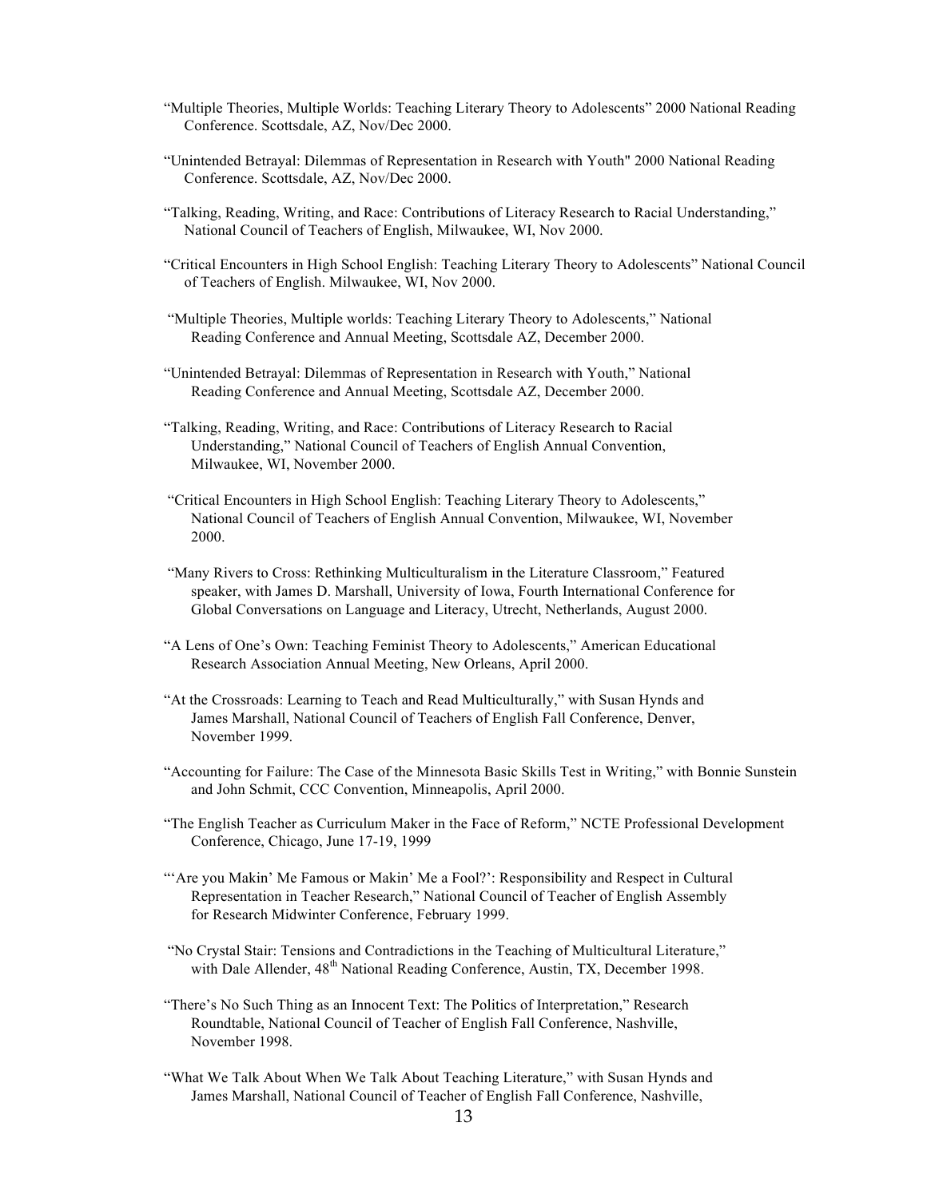"Multiple Theories, Multiple Worlds: Teaching Literary Theory to Adolescents" 2000 National Reading Conference. Scottsdale, AZ, Nov/Dec 2000.

"Unintended Betrayal: Dilemmas of Representation in Research with Youth" 2000 National Reading Conference. Scottsdale, AZ, Nov/Dec 2000.

"Talking, Reading, Writing, and Race: Contributions of Literacy Research to Racial Understanding," National Council of Teachers of English, Milwaukee, WI, Nov 2000.

"Critical Encounters in High School English: Teaching Literary Theory to Adolescents" National Council of Teachers of English. Milwaukee, WI, Nov 2000.

"Multiple Theories, Multiple worlds: Teaching Literary Theory to Adolescents," National Reading Conference and Annual Meeting, Scottsdale AZ, December 2000.

"Unintended Betrayal: Dilemmas of Representation in Research with Youth," National Reading Conference and Annual Meeting, Scottsdale AZ, December 2000.

"Talking, Reading, Writing, and Race: Contributions of Literacy Research to Racial Understanding," National Council of Teachers of English Annual Convention, Milwaukee, WI, November 2000.

"Critical Encounters in High School English: Teaching Literary Theory to Adolescents," National Council of Teachers of English Annual Convention, Milwaukee, WI, November 2000.

"Many Rivers to Cross: Rethinking Multiculturalism in the Literature Classroom," Featured speaker, with James D. Marshall, University of Iowa, Fourth International Conference for Global Conversations on Language and Literacy, Utrecht, Netherlands, August 2000.

"A Lens of One's Own: Teaching Feminist Theory to Adolescents," American Educational Research Association Annual Meeting, New Orleans, April 2000.

"At the Crossroads: Learning to Teach and Read Multiculturally," with Susan Hynds and James Marshall, National Council of Teachers of English Fall Conference, Denver, November 1999.

"Accounting for Failure: The Case of the Minnesota Basic Skills Test in Writing," with Bonnie Sunstein and John Schmit, CCC Convention, Minneapolis, April 2000.

"The English Teacher as Curriculum Maker in the Face of Reform," NCTE Professional Development Conference, Chicago, June 17-19, 1999

"'Are you Makin' Me Famous or Makin' Me a Fool?': Responsibility and Respect in Cultural Representation in Teacher Research," National Council of Teacher of English Assembly for Research Midwinter Conference, February 1999.

"No Crystal Stair: Tensions and Contradictions in the Teaching of Multicultural Literature," with Dale Allender, 48th National Reading Conference, Austin, TX, December 1998.

"There's No Such Thing as an Innocent Text: The Politics of Interpretation," Research Roundtable, National Council of Teacher of English Fall Conference, Nashville, November 1998.

"What We Talk About When We Talk About Teaching Literature," with Susan Hynds and James Marshall, National Council of Teacher of English Fall Conference, Nashville,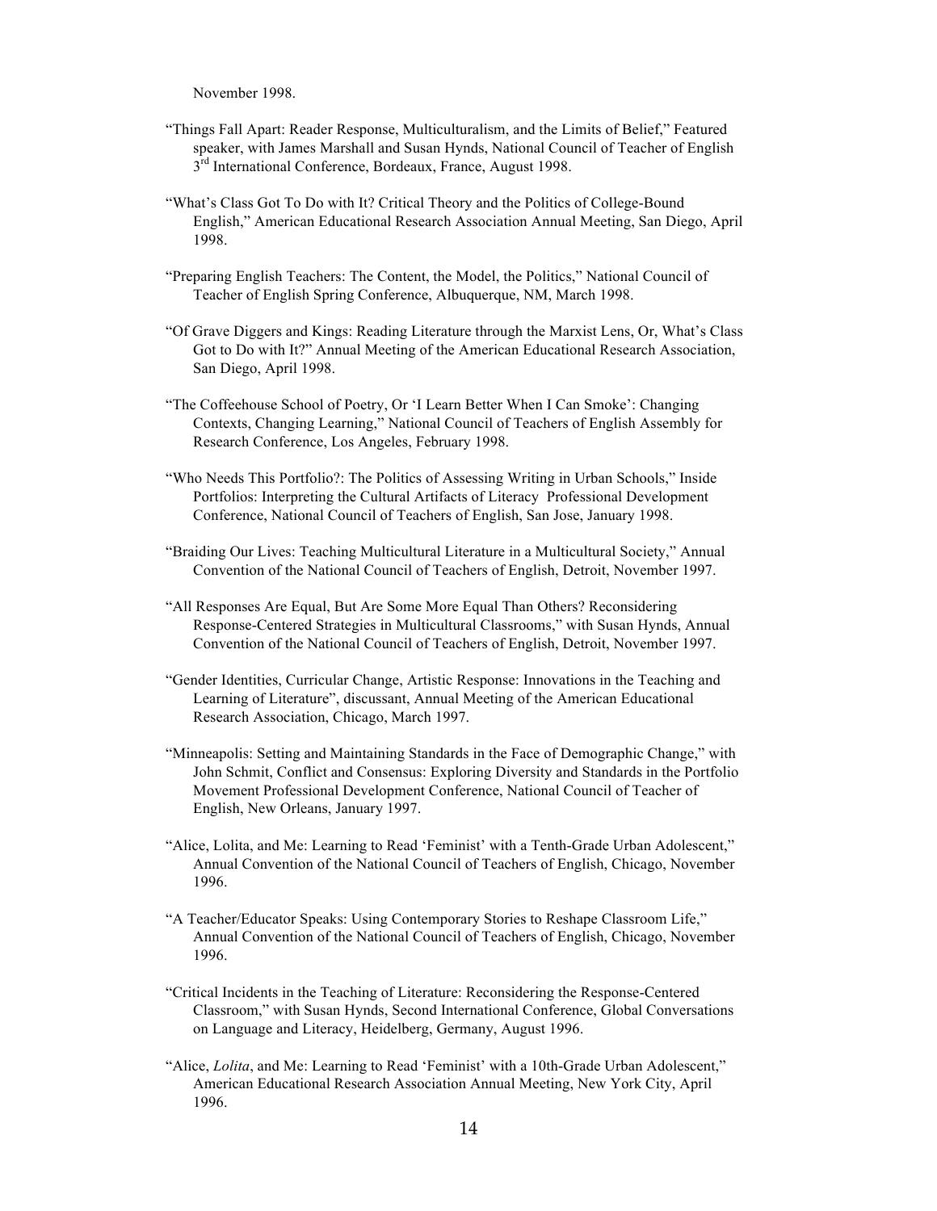November 1998.

“Things Fall Apart: Reader Response, Multiculturalism, and the Limits of Belief,” Featured speaker, with James Marshall and Susan Hynds, National Council of Teacher of English 3rd International Conference, Bordeaux, France, August 1998.

“What’s Class Got To Do with It? Critical Theory and the Politics of College-Bound English,” American Educational Research Association Annual Meeting, San Diego, April 1998.

“Preparing English Teachers: The Content, the Model, the Politics,” National Council of Teacher of English Spring Conference, Albuquerque, NM, March 1998.

“Of Grave Diggers and Kings: Reading Literature through the Marxist Lens, Or, What’s Class Got to Do with It?” Annual Meeting of the American Educational Research Association, San Diego, April 1998.

“The Coffeehouse School of Poetry, Or ‘I Learn Better When I Can Smoke’: Changing Contexts, Changing Learning,” National Council of Teachers of English Assembly for Research Conference, Los Angeles, February 1998.

“Who Needs This Portfolio?: The Politics of Assessing Writing in Urban Schools,” Inside Portfolios: Interpreting the Cultural Artifacts of Literacy Professional Development Conference, National Council of Teachers of English, San Jose, January 1998.

“Braiding Our Lives: Teaching Multicultural Literature in a Multicultural Society,” Annual Convention of the National Council of Teachers of English, Detroit, November 1997.

“All Responses Are Equal, But Are Some More Equal Than Others? Reconsidering Response-Centered Strategies in Multicultural Classrooms,” with Susan Hynds, Annual Convention of the National Council of Teachers of English, Detroit, November 1997.

“Gender Identities, Curricular Change, Artistic Response: Innovations in the Teaching and Learning of Literature”, discussant, Annual Meeting of the American Educational Research Association, Chicago, March 1997.

“Minneapolis: Setting and Maintaining Standards in the Face of Demographic Change,” with John Schmit, Conflict and Consensus: Exploring Diversity and Standards in the Portfolio Movement Professional Development Conference, National Council of Teacher of English, New Orleans, January 1997.

“Alice, Lolita, and Me: Learning to Read ‘Feminist’ with a Tenth-Grade Urban Adolescent,” Annual Convention of the National Council of Teachers of English, Chicago, November 1996.

“A Teacher/Educator Speaks: Using Contemporary Stories to Reshape Classroom Life,” Annual Convention of the National Council of Teachers of English, Chicago, November 1996.

“Critical Incidents in the Teaching of Literature: Reconsidering the Response-Centered Classroom,” with Susan Hynds, Second International Conference, Global Conversations on Language and Literacy, Heidelberg, Germany, August 1996.

“Alice, *Lolita*, and Me: Learning to Read ‘Feminist’ with a 10th-Grade Urban Adolescent,” American Educational Research Association Annual Meeting, New York City, April 1996.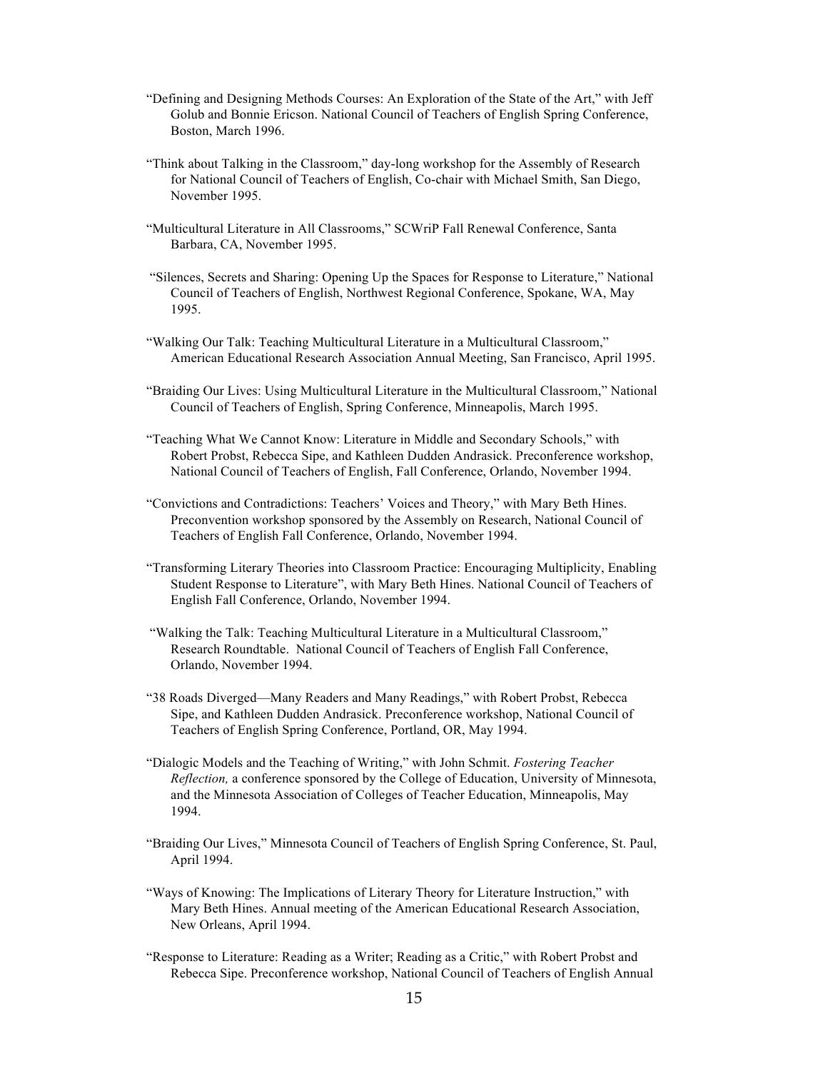"Defining and Designing Methods Courses: An Exploration of the State of the Art," with Jeff Golub and Bonnie Ericson. National Council of Teachers of English Spring Conference, Boston, March 1996.

"Think about Talking in the Classroom," day-long workshop for the Assembly of Research for National Council of Teachers of English, Co-chair with Michael Smith, San Diego, November 1995.

"Multicultural Literature in All Classrooms," SCWriP Fall Renewal Conference, Santa Barbara, CA, November 1995.

"Silences, Secrets and Sharing: Opening Up the Spaces for Response to Literature," National Council of Teachers of English, Northwest Regional Conference, Spokane, WA, May 1995.

"Walking Our Talk: Teaching Multicultural Literature in a Multicultural Classroom," American Educational Research Association Annual Meeting, San Francisco, April 1995.

"Braiding Our Lives: Using Multicultural Literature in the Multicultural Classroom," National Council of Teachers of English, Spring Conference, Minneapolis, March 1995.

"Teaching What We Cannot Know: Literature in Middle and Secondary Schools," with Robert Probst, Rebecca Sipe, and Kathleen Dudden Andrasick. Preconference workshop, National Council of Teachers of English, Fall Conference, Orlando, November 1994.

"Convictions and Contradictions: Teachers' Voices and Theory," with Mary Beth Hines. Preconvention workshop sponsored by the Assembly on Research, National Council of Teachers of English Fall Conference, Orlando, November 1994.

"Transforming Literary Theories into Classroom Practice: Encouraging Multiplicity, Enabling Student Response to Literature", with Mary Beth Hines. National Council of Teachers of English Fall Conference, Orlando, November 1994.

"Walking the Talk: Teaching Multicultural Literature in a Multicultural Classroom," Research Roundtable. National Council of Teachers of English Fall Conference, Orlando, November 1994.

"38 Roads Diverged—Many Readers and Many Readings," with Robert Probst, Rebecca Sipe, and Kathleen Dudden Andrasick. Preconference workshop, National Council of Teachers of English Spring Conference, Portland, OR, May 1994.

"Dialogic Models and the Teaching of Writing," with John Schmit. *Fostering Teacher Reflection,* a conference sponsored by the College of Education, University of Minnesota, and the Minnesota Association of Colleges of Teacher Education, Minneapolis, May 1994.

"Braiding Our Lives," Minnesota Council of Teachers of English Spring Conference, St. Paul, April 1994.

"Ways of Knowing: The Implications of Literary Theory for Literature Instruction," with Mary Beth Hines. Annual meeting of the American Educational Research Association, New Orleans, April 1994.

"Response to Literature: Reading as a Writer; Reading as a Critic," with Robert Probst and Rebecca Sipe. Preconference workshop, National Council of Teachers of English Annual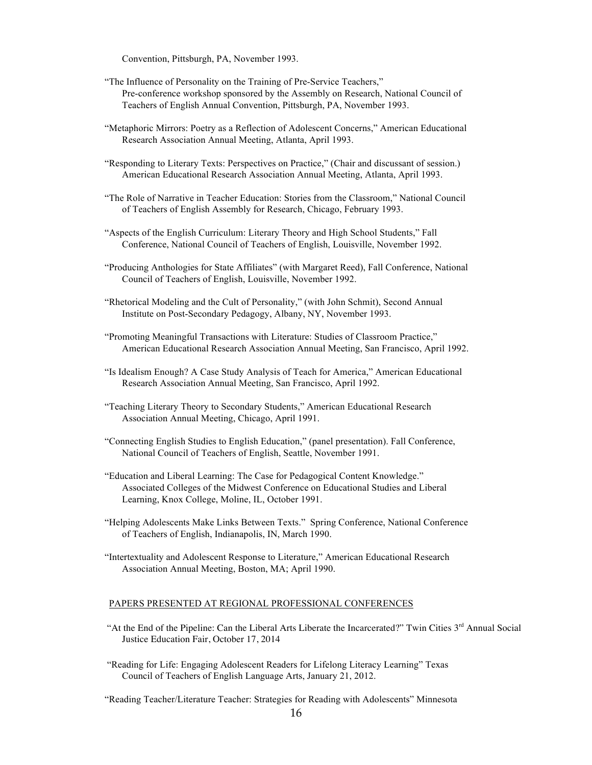Convention, Pittsburgh, PA, November 1993.

"The Influence of Personality on the Training of Pre-Service Teachers," Pre-conference workshop sponsored by the Assembly on Research, National Council of Teachers of English Annual Convention, Pittsburgh, PA, November 1993.

"Metaphoric Mirrors: Poetry as a Reflection of Adolescent Concerns," American Educational Research Association Annual Meeting, Atlanta, April 1993.

"Responding to Literary Texts: Perspectives on Practice," (Chair and discussant of session.) American Educational Research Association Annual Meeting, Atlanta, April 1993.

"The Role of Narrative in Teacher Education: Stories from the Classroom," National Council of Teachers of English Assembly for Research, Chicago, February 1993.

"Aspects of the English Curriculum: Literary Theory and High School Students," Fall Conference, National Council of Teachers of English, Louisville, November 1992.

"Producing Anthologies for State Affiliates" (with Margaret Reed), Fall Conference, National Council of Teachers of English, Louisville, November 1992.

"Rhetorical Modeling and the Cult of Personality," (with John Schmit), Second Annual Institute on Post-Secondary Pedagogy, Albany, NY, November 1993.

"Promoting Meaningful Transactions with Literature: Studies of Classroom Practice," American Educational Research Association Annual Meeting, San Francisco, April 1992.

"Is Idealism Enough? A Case Study Analysis of Teach for America," American Educational Research Association Annual Meeting, San Francisco, April 1992.

"Teaching Literary Theory to Secondary Students," American Educational Research Association Annual Meeting, Chicago, April 1991.

"Connecting English Studies to English Education," (panel presentation). Fall Conference, National Council of Teachers of English, Seattle, November 1991.

"Education and Liberal Learning: The Case for Pedagogical Content Knowledge." Associated Colleges of the Midwest Conference on Educational Studies and Liberal Learning, Knox College, Moline, IL, October 1991.

"Helping Adolescents Make Links Between Texts." Spring Conference, National Conference of Teachers of English, Indianapolis, IN, March 1990.

"Intertextuality and Adolescent Response to Literature," American Educational Research Association Annual Meeting, Boston, MA; April 1990.

PAPERS PRESENTED AT REGIONAL PROFESSIONAL CONFERENCES

"At the End of the Pipeline: Can the Liberal Arts Liberate the Incarcerated?" Twin Cities 3rd Annual Social Justice Education Fair, October 17, 2014

"Reading for Life: Engaging Adolescent Readers for Lifelong Literacy Learning" Texas Council of Teachers of English Language Arts, January 21, 2012.

"Reading Teacher/Literature Teacher: Strategies for Reading with Adolescents" Minnesota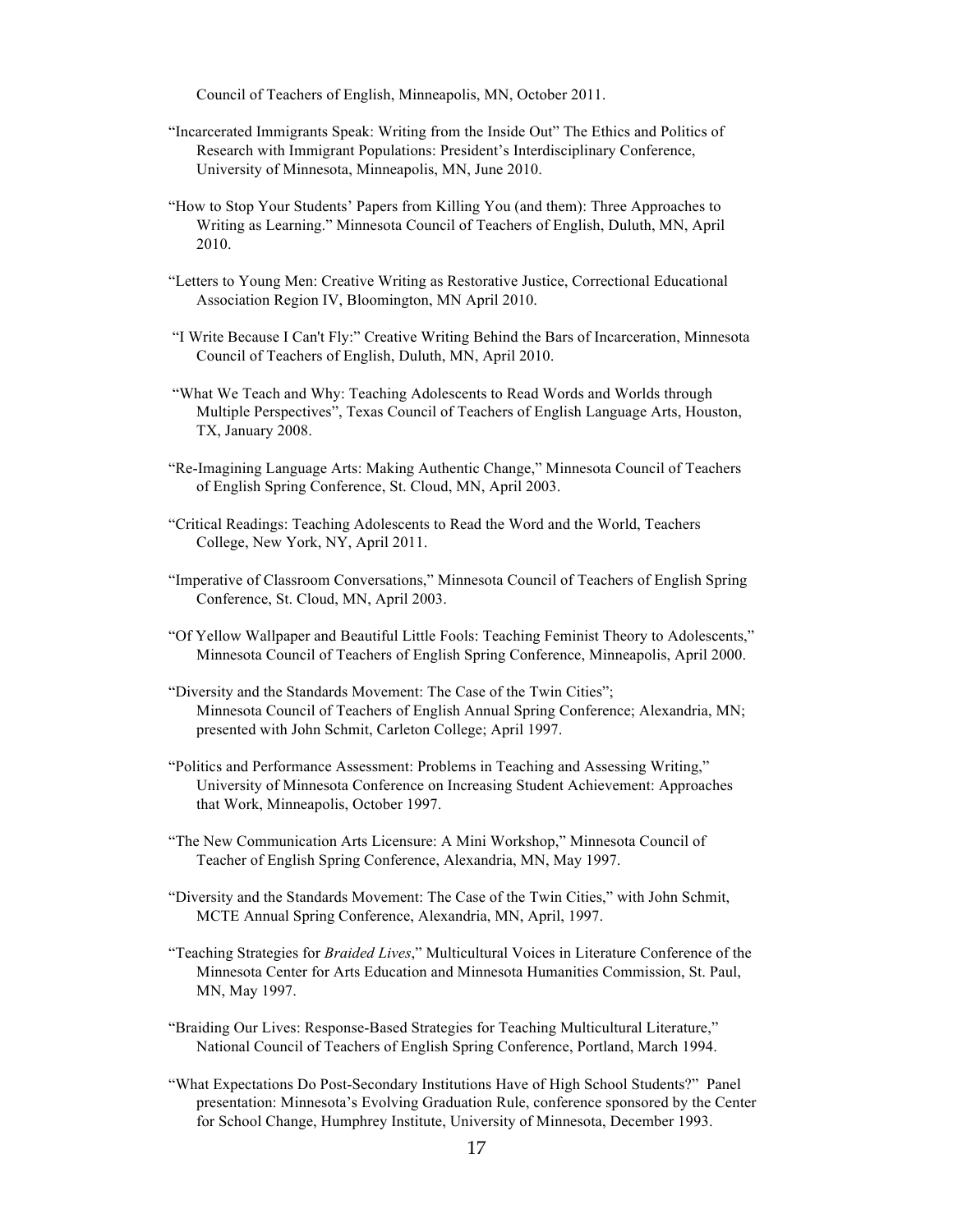Council of Teachers of English, Minneapolis, MN, October 2011.

"Incarcerated Immigrants Speak: Writing from the Inside Out" The Ethics and Politics of Research with Immigrant Populations: President's Interdisciplinary Conference, University of Minnesota, Minneapolis, MN, June 2010.

"How to Stop Your Students' Papers from Killing You (and them): Three Approaches to Writing as Learning." Minnesota Council of Teachers of English, Duluth, MN, April 2010.

"Letters to Young Men: Creative Writing as Restorative Justice, Correctional Educational Association Region IV, Bloomington, MN April 2010.

"I Write Because I Can't Fly:" Creative Writing Behind the Bars of Incarceration, Minnesota Council of Teachers of English, Duluth, MN, April 2010.

"What We Teach and Why: Teaching Adolescents to Read Words and Worlds through Multiple Perspectives", Texas Council of Teachers of English Language Arts, Houston, TX, January 2008.

"Re-Imagining Language Arts: Making Authentic Change," Minnesota Council of Teachers of English Spring Conference, St. Cloud, MN, April 2003.

"Critical Readings: Teaching Adolescents to Read the Word and the World, Teachers College, New York, NY, April 2011.

"Imperative of Classroom Conversations," Minnesota Council of Teachers of English Spring Conference, St. Cloud, MN, April 2003.

"Of Yellow Wallpaper and Beautiful Little Fools: Teaching Feminist Theory to Adolescents," Minnesota Council of Teachers of English Spring Conference, Minneapolis, April 2000.

"Diversity and the Standards Movement: The Case of the Twin Cities"; Minnesota Council of Teachers of English Annual Spring Conference; Alexandria, MN; presented with John Schmit, Carleton College; April 1997.

"Politics and Performance Assessment: Problems in Teaching and Assessing Writing," University of Minnesota Conference on Increasing Student Achievement: Approaches that Work, Minneapolis, October 1997.

"The New Communication Arts Licensure: A Mini Workshop," Minnesota Council of Teacher of English Spring Conference, Alexandria, MN, May 1997.

"Diversity and the Standards Movement: The Case of the Twin Cities," with John Schmit, MCTE Annual Spring Conference, Alexandria, MN, April, 1997.

"Teaching Strategies for *Braided Lives*," Multicultural Voices in Literature Conference of the Minnesota Center for Arts Education and Minnesota Humanities Commission, St. Paul, MN, May 1997.

"Braiding Our Lives: Response-Based Strategies for Teaching Multicultural Literature," National Council of Teachers of English Spring Conference, Portland, March 1994.

"What Expectations Do Post-Secondary Institutions Have of High School Students?" Panel presentation: Minnesota's Evolving Graduation Rule, conference sponsored by the Center for School Change, Humphrey Institute, University of Minnesota, December 1993.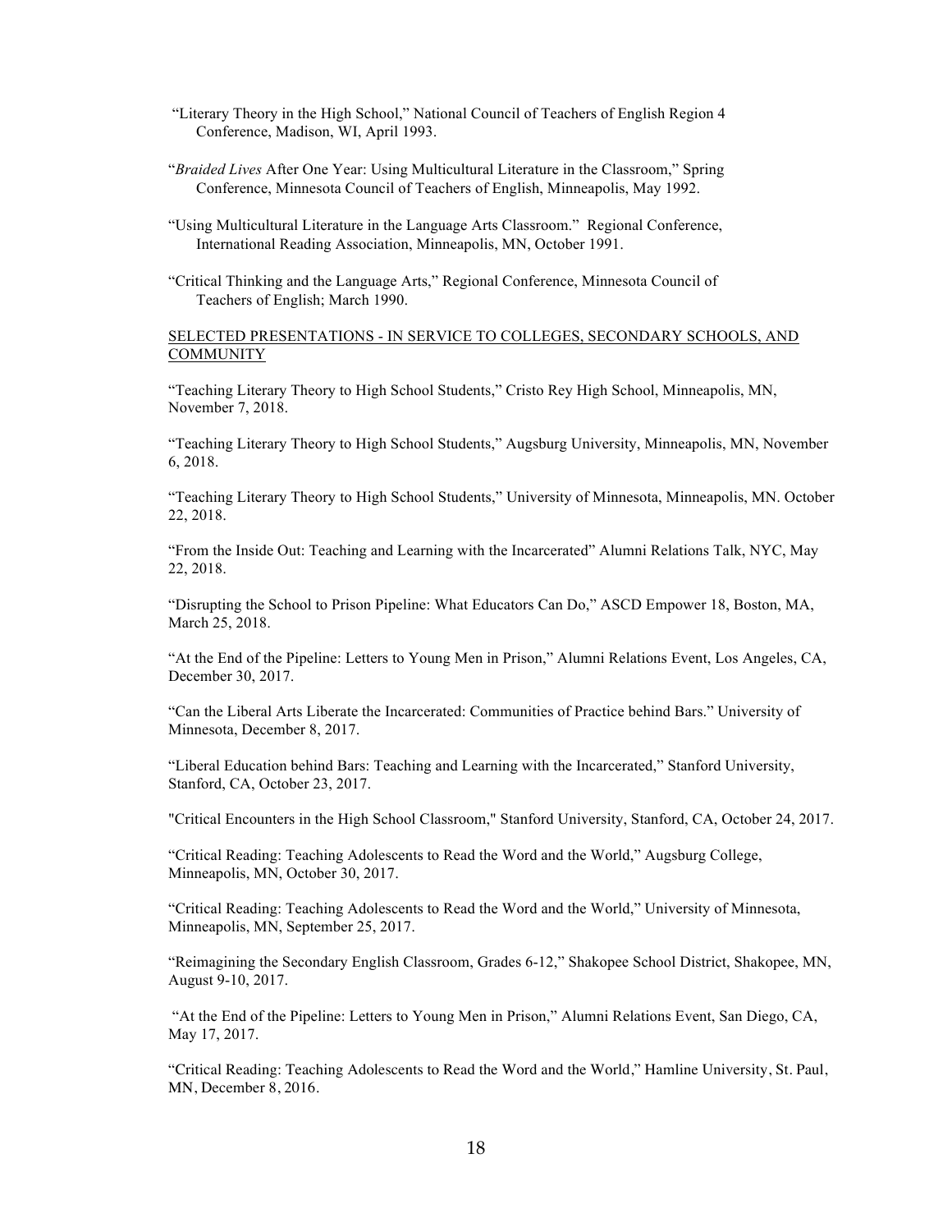"Literary Theory in the High School," National Council of Teachers of English Region 4 Conference, Madison, WI, April 1993.

"*Braided Lives* After One Year: Using Multicultural Literature in the Classroom," Spring Conference, Minnesota Council of Teachers of English, Minneapolis, May 1992.

"Using Multicultural Literature in the Language Arts Classroom." Regional Conference, International Reading Association, Minneapolis, MN, October 1991.

"Critical Thinking and the Language Arts," Regional Conference, Minnesota Council of Teachers of English; March 1990.

## SELECTED PRESENTATIONS - IN SERVICE TO COLLEGES, SECONDARY SCHOOLS, AND COMMUNITY

"Teaching Literary Theory to High School Students," Cristo Rey High School, Minneapolis, MN, November 7, 2018.

"Teaching Literary Theory to High School Students," Augsburg University, Minneapolis, MN, November 6, 2018.

"Teaching Literary Theory to High School Students," University of Minnesota, Minneapolis, MN. October 22, 2018.

"From the Inside Out: Teaching and Learning with the Incarcerated" Alumni Relations Talk, NYC, May 22, 2018.

"Disrupting the School to Prison Pipeline: What Educators Can Do," ASCD Empower 18, Boston, MA, March 25, 2018.

"At the End of the Pipeline: Letters to Young Men in Prison," Alumni Relations Event, Los Angeles, CA, December 30, 2017.

"Can the Liberal Arts Liberate the Incarcerated: Communities of Practice behind Bars." University of Minnesota, December 8, 2017.

"Liberal Education behind Bars: Teaching and Learning with the Incarcerated," Stanford University, Stanford, CA, October 23, 2017.

"Critical Encounters in the High School Classroom," Stanford University, Stanford, CA, October 24, 2017.

"Critical Reading: Teaching Adolescents to Read the Word and the World," Augsburg College, Minneapolis, MN, October 30, 2017.

"Critical Reading: Teaching Adolescents to Read the Word and the World," University of Minnesota, Minneapolis, MN, September 25, 2017.

"Reimagining the Secondary English Classroom, Grades 6-12," Shakopee School District, Shakopee, MN, August 9-10, 2017.

"At the End of the Pipeline: Letters to Young Men in Prison," Alumni Relations Event, San Diego, CA, May 17, 2017.

"Critical Reading: Teaching Adolescents to Read the Word and the World," Hamline University, St. Paul, MN, December 8, 2016.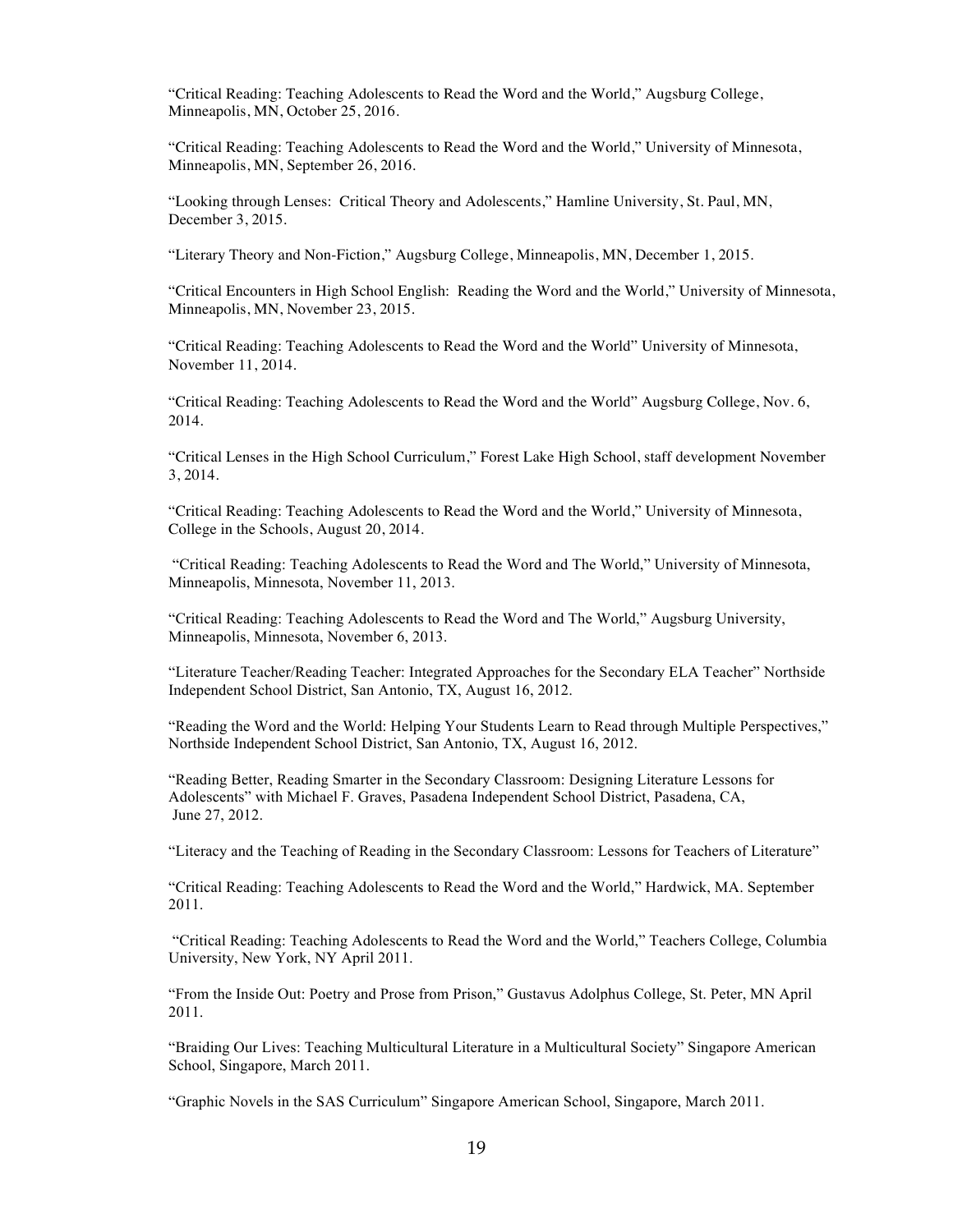"Critical Reading: Teaching Adolescents to Read the Word and the World," Augsburg College, Minneapolis, MN, October 25, 2016.

"Critical Reading: Teaching Adolescents to Read the Word and the World," University of Minnesota, Minneapolis, MN, September 26, 2016.

"Looking through Lenses: Critical Theory and Adolescents," Hamline University, St. Paul, MN, December 3, 2015.

"Literary Theory and Non-Fiction," Augsburg College, Minneapolis, MN, December 1, 2015.

"Critical Encounters in High School English: Reading the Word and the World," University of Minnesota, Minneapolis, MN, November 23, 2015.

"Critical Reading: Teaching Adolescents to Read the Word and the World" University of Minnesota, November 11, 2014.

"Critical Reading: Teaching Adolescents to Read the Word and the World" Augsburg College, Nov. 6, 2014.

"Critical Lenses in the High School Curriculum," Forest Lake High School, staff development November 3, 2014.

"Critical Reading: Teaching Adolescents to Read the Word and the World," University of Minnesota, College in the Schools, August 20, 2014.

"Critical Reading: Teaching Adolescents to Read the Word and The World," University of Minnesota, Minneapolis, Minnesota, November 11, 2013.

"Critical Reading: Teaching Adolescents to Read the Word and The World," Augsburg University, Minneapolis, Minnesota, November 6, 2013.

"Literature Teacher/Reading Teacher: Integrated Approaches for the Secondary ELA Teacher" Northside Independent School District, San Antonio, TX, August 16, 2012.

"Reading the Word and the World: Helping Your Students Learn to Read through Multiple Perspectives," Northside Independent School District, San Antonio, TX, August 16, 2012.

"Reading Better, Reading Smarter in the Secondary Classroom: Designing Literature Lessons for Adolescents" with Michael F. Graves, Pasadena Independent School District, Pasadena, CA, June 27, 2012.

"Literacy and the Teaching of Reading in the Secondary Classroom: Lessons for Teachers of Literature"

"Critical Reading: Teaching Adolescents to Read the Word and the World," Hardwick, MA. September 2011.

"Critical Reading: Teaching Adolescents to Read the Word and the World," Teachers College, Columbia University, New York, NY April 2011.

"From the Inside Out: Poetry and Prose from Prison," Gustavus Adolphus College, St. Peter, MN April 2011.

"Braiding Our Lives: Teaching Multicultural Literature in a Multicultural Society" Singapore American School, Singapore, March 2011.

"Graphic Novels in the SAS Curriculum" Singapore American School, Singapore, March 2011.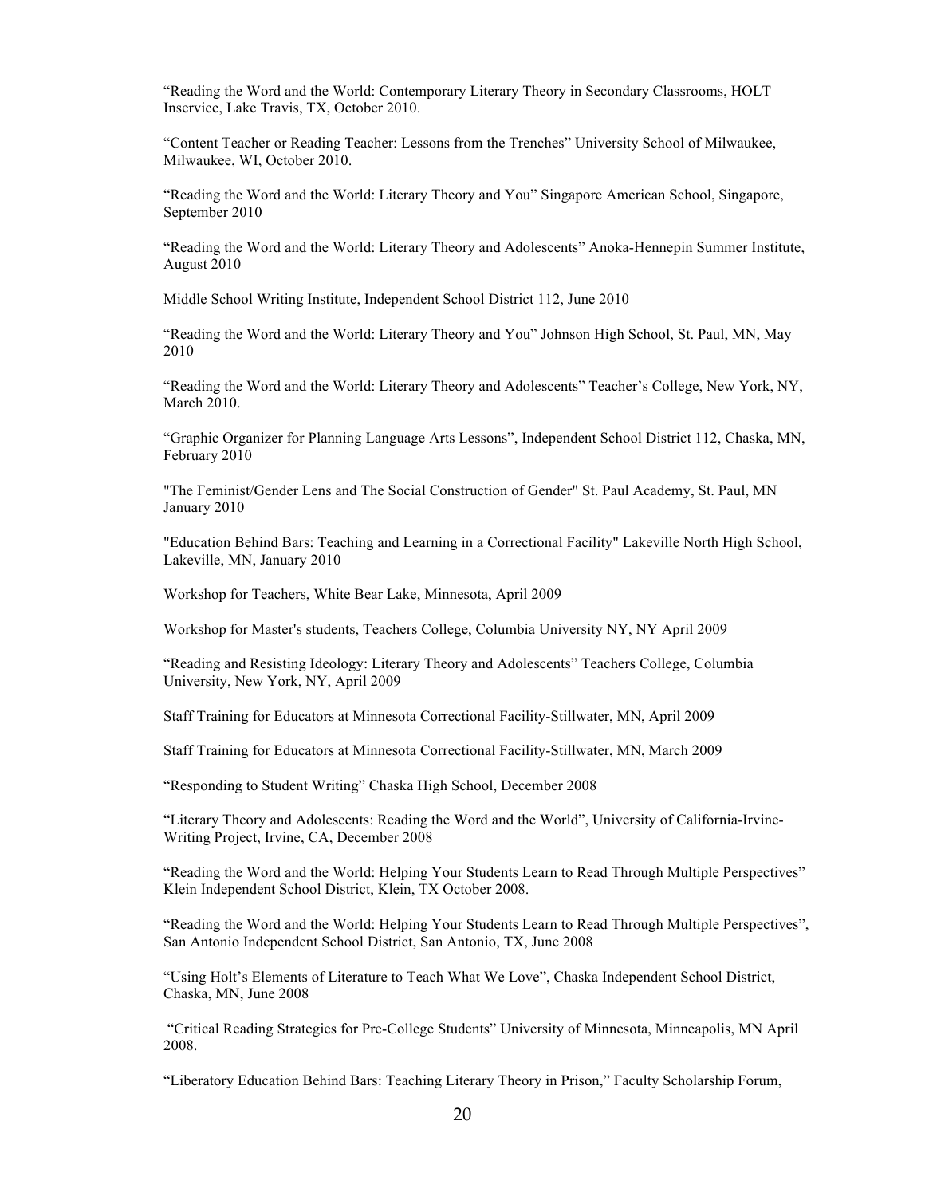“Reading the Word and the World: Contemporary Literary Theory in Secondary Classrooms, HOLT Inservice, Lake Travis, TX, October 2010.

“Content Teacher or Reading Teacher: Lessons from the Trenches” University School of Milwaukee, Milwaukee, WI, October 2010.

“Reading the Word and the World: Literary Theory and You” Singapore American School, Singapore, September 2010

“Reading the Word and the World: Literary Theory and Adolescents” Anoka-Hennepin Summer Institute, August 2010

Middle School Writing Institute, Independent School District 112, June 2010

“Reading the Word and the World: Literary Theory and You” Johnson High School, St. Paul, MN, May 2010

“Reading the Word and the World: Literary Theory and Adolescents” Teacher’s College, New York, NY, March 2010.

“Graphic Organizer for Planning Language Arts Lessons”, Independent School District 112, Chaska, MN, February 2010

"The Feminist/Gender Lens and The Social Construction of Gender" St. Paul Academy, St. Paul, MN January 2010

"Education Behind Bars: Teaching and Learning in a Correctional Facility" Lakeville North High School, Lakeville, MN, January 2010

Workshop for Teachers, White Bear Lake, Minnesota, April 2009

Workshop for Master's students, Teachers College, Columbia University NY, NY April 2009

“Reading and Resisting Ideology: Literary Theory and Adolescents” Teachers College, Columbia University, New York, NY, April 2009

Staff Training for Educators at Minnesota Correctional Facility-Stillwater, MN, April 2009

Staff Training for Educators at Minnesota Correctional Facility-Stillwater, MN, March 2009

“Responding to Student Writing” Chaska High School, December 2008

“Literary Theory and Adolescents: Reading the Word and the World”, University of California-Irvine-Writing Project, Irvine, CA, December 2008

“Reading the Word and the World: Helping Your Students Learn to Read Through Multiple Perspectives” Klein Independent School District, Klein, TX October 2008.

“Reading the Word and the World: Helping Your Students Learn to Read Through Multiple Perspectives”, San Antonio Independent School District, San Antonio, TX, June 2008

“Using Holt’s Elements of Literature to Teach What We Love”, Chaska Independent School District, Chaska, MN, June 2008

“Critical Reading Strategies for Pre-College Students” University of Minnesota, Minneapolis, MN April 2008.

“Liberatory Education Behind Bars: Teaching Literary Theory in Prison,” Faculty Scholarship Forum,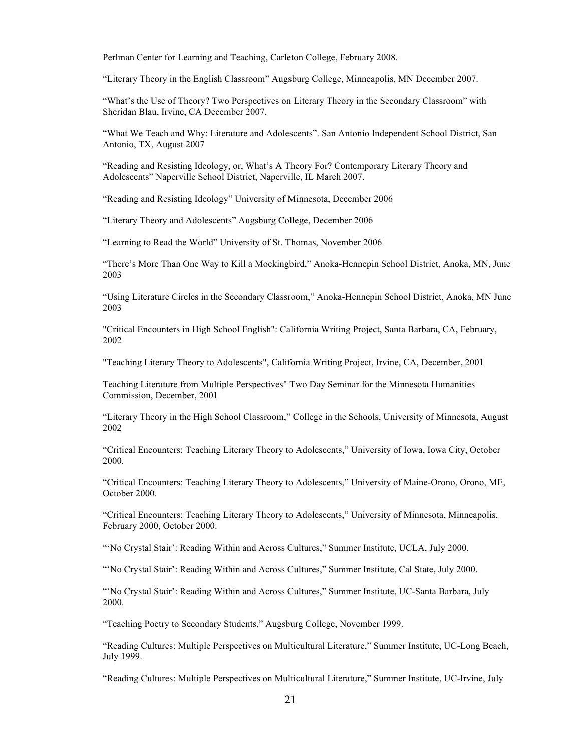Perlman Center for Learning and Teaching, Carleton College, February 2008.

“Literary Theory in the English Classroom” Augsburg College, Minneapolis, MN December 2007.

“What’s the Use of Theory? Two Perspectives on Literary Theory in the Secondary Classroom” with Sheridan Blau, Irvine, CA December 2007.

“What We Teach and Why: Literature and Adolescents”. San Antonio Independent School District, San Antonio, TX, August 2007

“Reading and Resisting Ideology, or, What’s A Theory For? Contemporary Literary Theory and Adolescents” Naperville School District, Naperville, IL March 2007.

“Reading and Resisting Ideology” University of Minnesota, December 2006

“Literary Theory and Adolescents” Augsburg College, December 2006

“Learning to Read the World” University of St. Thomas, November 2006

“There’s More Than One Way to Kill a Mockingbird,” Anoka-Hennepin School District, Anoka, MN, June 2003

“Using Literature Circles in the Secondary Classroom,” Anoka-Hennepin School District, Anoka, MN June 2003

"Critical Encounters in High School English": California Writing Project, Santa Barbara, CA, February, 2002

"Teaching Literary Theory to Adolescents", California Writing Project, Irvine, CA, December, 2001

Teaching Literature from Multiple Perspectives" Two Day Seminar for the Minnesota Humanities Commission, December, 2001

“Literary Theory in the High School Classroom,” College in the Schools, University of Minnesota, August 2002

“Critical Encounters: Teaching Literary Theory to Adolescents,” University of Iowa, Iowa City, October 2000.

“Critical Encounters: Teaching Literary Theory to Adolescents,” University of Maine-Orono, Orono, ME, October 2000.

“Critical Encounters: Teaching Literary Theory to Adolescents,” University of Minnesota, Minneapolis, February 2000, October 2000.

“‘No Crystal Stair’: Reading Within and Across Cultures,” Summer Institute, UCLA, July 2000.

“‘No Crystal Stair’: Reading Within and Across Cultures,” Summer Institute, Cal State, July 2000.

“‘No Crystal Stair’: Reading Within and Across Cultures,” Summer Institute, UC-Santa Barbara, July 2000.

“Teaching Poetry to Secondary Students,” Augsburg College, November 1999.

“Reading Cultures: Multiple Perspectives on Multicultural Literature,” Summer Institute, UC-Long Beach, July 1999.

“Reading Cultures: Multiple Perspectives on Multicultural Literature,” Summer Institute, UC-Irvine, July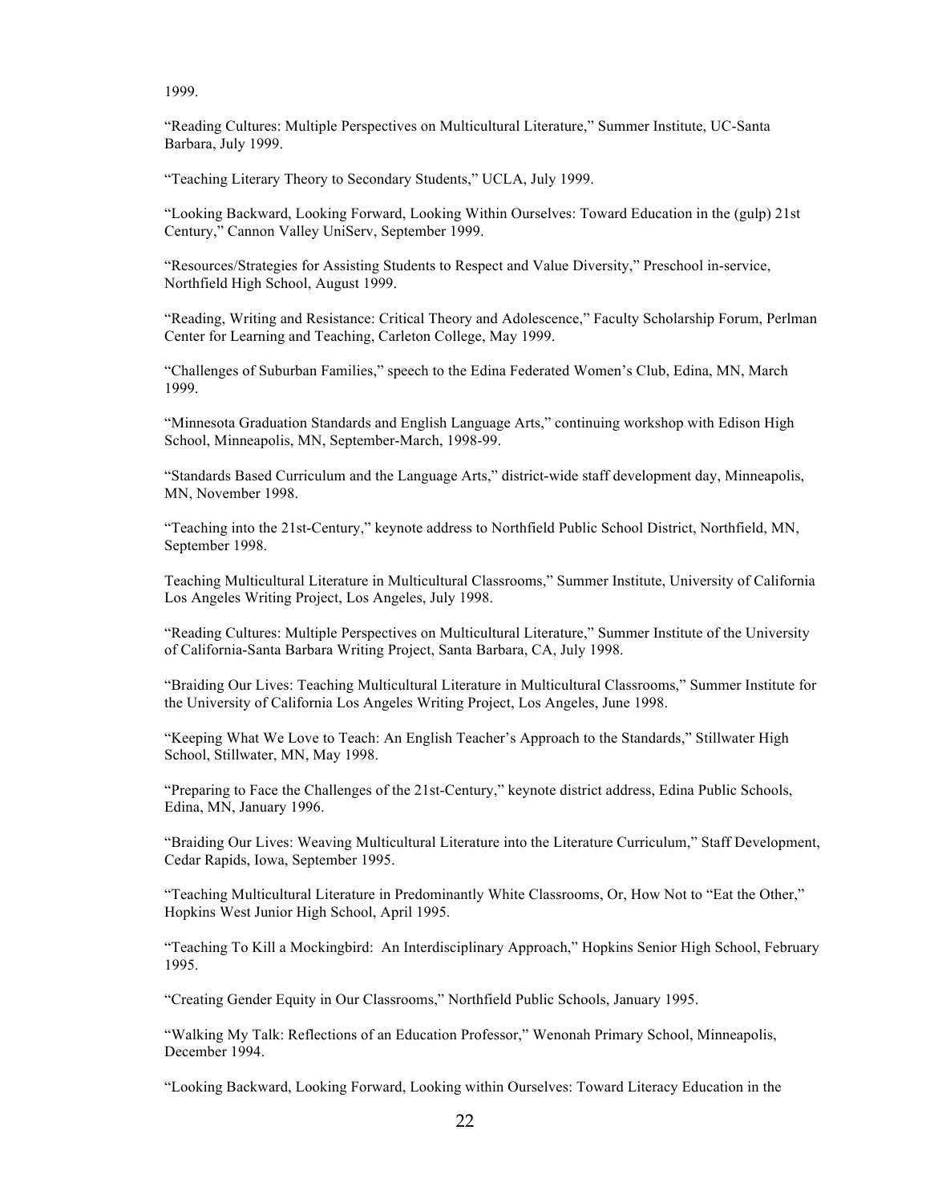1999.

“Reading Cultures: Multiple Perspectives on Multicultural Literature,” Summer Institute, UC-Santa Barbara, July 1999.

“Teaching Literary Theory to Secondary Students,” UCLA, July 1999.

“Looking Backward, Looking Forward, Looking Within Ourselves: Toward Education in the (gulp) 21st Century,” Cannon Valley UniServ, September 1999.

“Resources/Strategies for Assisting Students to Respect and Value Diversity,” Preschool in-service, Northfield High School, August 1999.

“Reading, Writing and Resistance: Critical Theory and Adolescence,” Faculty Scholarship Forum, Perlman Center for Learning and Teaching, Carleton College, May 1999.

“Challenges of Suburban Families,” speech to the Edina Federated Women’s Club, Edina, MN, March 1999.

“Minnesota Graduation Standards and English Language Arts,” continuing workshop with Edison High School, Minneapolis, MN, September-March, 1998-99.

“Standards Based Curriculum and the Language Arts,” district-wide staff development day, Minneapolis, MN, November 1998.

“Teaching into the 21st-Century,” keynote address to Northfield Public School District, Northfield, MN, September 1998.

Teaching Multicultural Literature in Multicultural Classrooms,” Summer Institute, University of California Los Angeles Writing Project, Los Angeles, July 1998.

“Reading Cultures: Multiple Perspectives on Multicultural Literature,” Summer Institute of the University of California-Santa Barbara Writing Project, Santa Barbara, CA, July 1998.

“Braiding Our Lives: Teaching Multicultural Literature in Multicultural Classrooms,” Summer Institute for the University of California Los Angeles Writing Project, Los Angeles, June 1998.

“Keeping What We Love to Teach: An English Teacher’s Approach to the Standards,” Stillwater High School, Stillwater, MN, May 1998.

“Preparing to Face the Challenges of the 21st-Century,” keynote district address, Edina Public Schools, Edina, MN, January 1996.

“Braiding Our Lives: Weaving Multicultural Literature into the Literature Curriculum,” Staff Development, Cedar Rapids, Iowa, September 1995.

“Teaching Multicultural Literature in Predominantly White Classrooms, Or, How Not to “Eat the Other,” Hopkins West Junior High School, April 1995.

“Teaching To Kill a Mockingbird: An Interdisciplinary Approach,” Hopkins Senior High School, February 1995.

“Creating Gender Equity in Our Classrooms,” Northfield Public Schools, January 1995.

“Walking My Talk: Reflections of an Education Professor,” Wenonah Primary School, Minneapolis, December 1994.

“Looking Backward, Looking Forward, Looking within Ourselves: Toward Literacy Education in the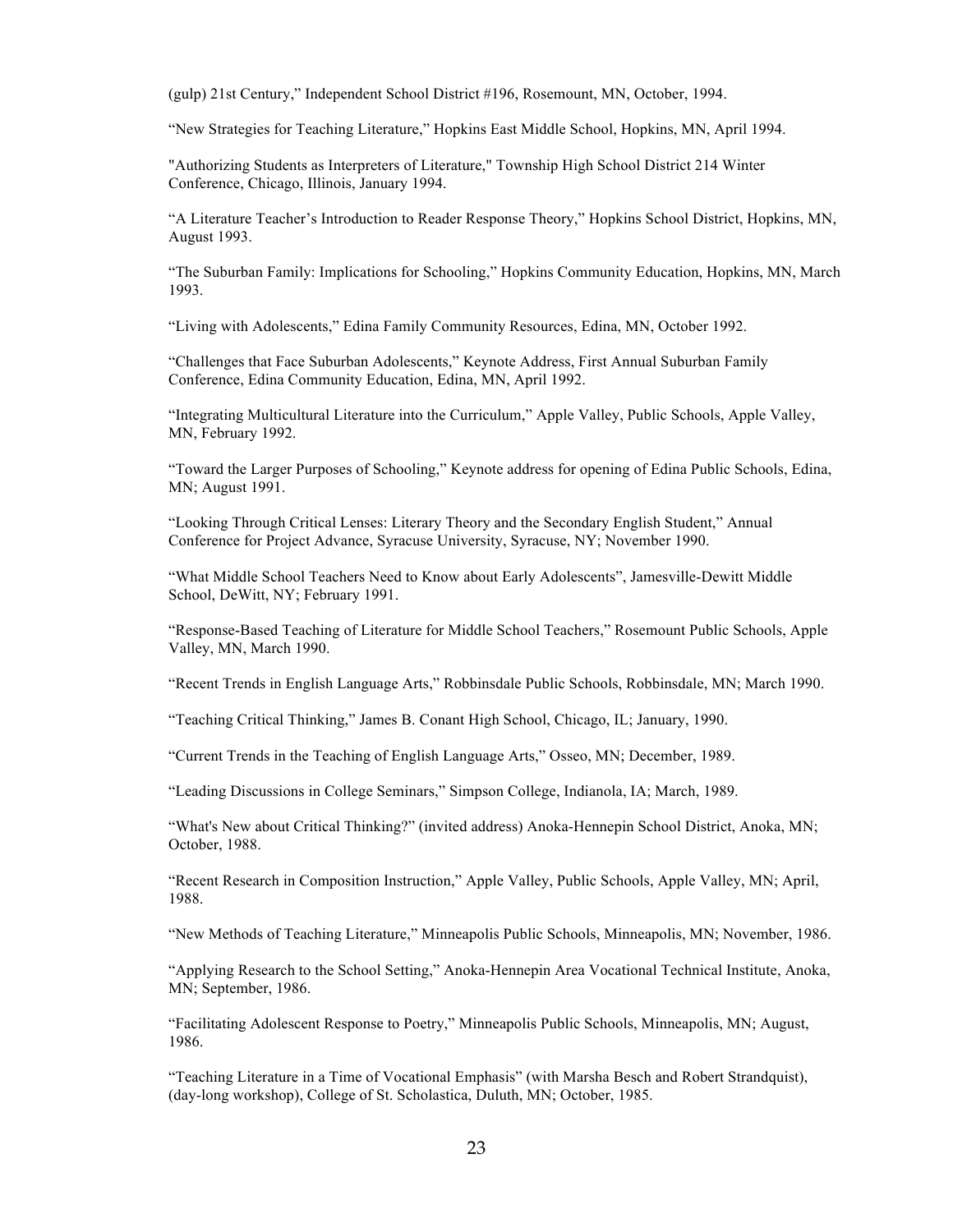(gulp) 21st Century," Independent School District #196, Rosemount, MN, October, 1994.

"New Strategies for Teaching Literature," Hopkins East Middle School, Hopkins, MN, April 1994.

"Authorizing Students as Interpreters of Literature," Township High School District 214 Winter Conference, Chicago, Illinois, January 1994.

"A Literature Teacher's Introduction to Reader Response Theory," Hopkins School District, Hopkins, MN, August 1993.

"The Suburban Family: Implications for Schooling," Hopkins Community Education, Hopkins, MN, March 1993.

"Living with Adolescents," Edina Family Community Resources, Edina, MN, October 1992.

"Challenges that Face Suburban Adolescents," Keynote Address, First Annual Suburban Family Conference, Edina Community Education, Edina, MN, April 1992.

"Integrating Multicultural Literature into the Curriculum," Apple Valley, Public Schools, Apple Valley, MN, February 1992.

"Toward the Larger Purposes of Schooling," Keynote address for opening of Edina Public Schools, Edina, MN; August 1991.

"Looking Through Critical Lenses: Literary Theory and the Secondary English Student," Annual Conference for Project Advance, Syracuse University, Syracuse, NY; November 1990.

"What Middle School Teachers Need to Know about Early Adolescents", Jamesville-Dewitt Middle School, DeWitt, NY; February 1991.

"Response-Based Teaching of Literature for Middle School Teachers," Rosemount Public Schools, Apple Valley, MN, March 1990.

"Recent Trends in English Language Arts," Robbinsdale Public Schools, Robbinsdale, MN; March 1990.

"Teaching Critical Thinking," James B. Conant High School, Chicago, IL; January, 1990.

"Current Trends in the Teaching of English Language Arts," Osseo, MN; December, 1989.

"Leading Discussions in College Seminars," Simpson College, Indianola, IA; March, 1989.

"What's New about Critical Thinking?" (invited address) Anoka-Hennepin School District, Anoka, MN; October, 1988.

"Recent Research in Composition Instruction," Apple Valley, Public Schools, Apple Valley, MN; April, 1988.

"New Methods of Teaching Literature," Minneapolis Public Schools, Minneapolis, MN; November, 1986.

"Applying Research to the School Setting," Anoka-Hennepin Area Vocational Technical Institute, Anoka, MN; September, 1986.

"Facilitating Adolescent Response to Poetry," Minneapolis Public Schools, Minneapolis, MN; August, 1986.

"Teaching Literature in a Time of Vocational Emphasis" (with Marsha Besch and Robert Strandquist), (day-long workshop), College of St. Scholastica, Duluth, MN; October, 1985.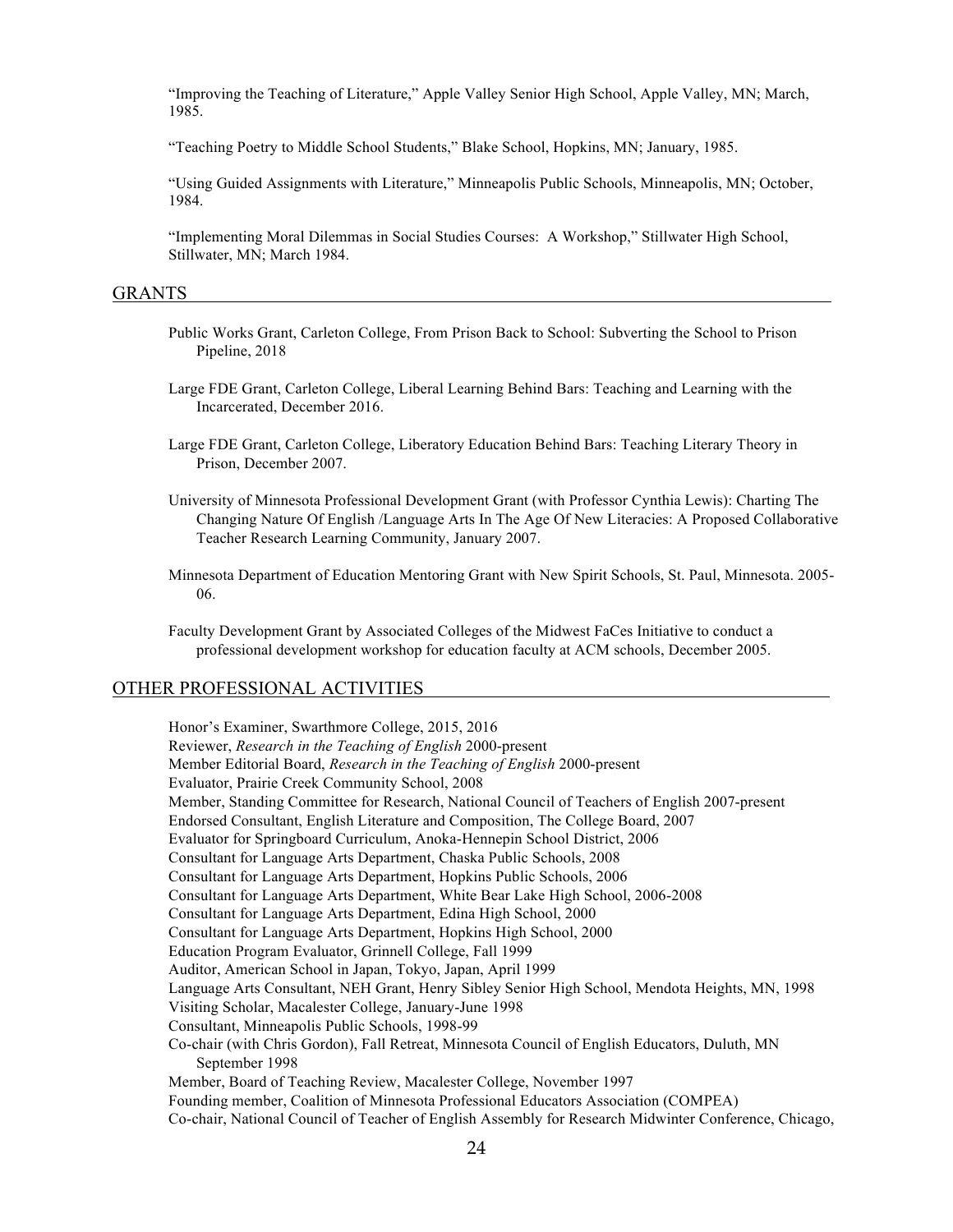"Improving the Teaching of Literature," Apple Valley Senior High School, Apple Valley, MN; March, 1985.

"Teaching Poetry to Middle School Students," Blake School, Hopkins, MN; January, 1985.

"Using Guided Assignments with Literature," Minneapolis Public Schools, Minneapolis, MN; October, 1984.

"Implementing Moral Dilemmas in Social Studies Courses: A Workshop," Stillwater High School, Stillwater, MN; March 1984.

## GRANTS

Public Works Grant, Carleton College, From Prison Back to School: Subverting the School to Prison Pipeline, 2018

Large FDE Grant, Carleton College, Liberal Learning Behind Bars: Teaching and Learning with the Incarcerated, December 2016.

Large FDE Grant, Carleton College, Liberatory Education Behind Bars: Teaching Literary Theory in Prison, December 2007.

University of Minnesota Professional Development Grant (with Professor Cynthia Lewis): Charting The Changing Nature Of English /Language Arts In The Age Of New Literacies: A Proposed Collaborative Teacher Research Learning Community, January 2007.

Minnesota Department of Education Mentoring Grant with New Spirit Schools, St. Paul, Minnesota. 2005-06.

Faculty Development Grant by Associated Colleges of the Midwest FaCes Initiative to conduct a professional development workshop for education faculty at ACM schools, December 2005.

## OTHER PROFESSIONAL ACTIVITIES

Honor's Examiner, Swarthmore College, 2015, 2016
Reviewer, *Research in the Teaching of English* 2000-present
Member Editorial Board, *Research in the Teaching of English* 2000-present
Evaluator, Prairie Creek Community School, 2008
Member, Standing Committee for Research, National Council of Teachers of English 2007-present
Endorsed Consultant, English Literature and Composition, The College Board, 2007
Evaluator for Springboard Curriculum, Anoka-Hennepin School District, 2006
Consultant for Language Arts Department, Chaska Public Schools, 2008
Consultant for Language Arts Department, Hopkins Public Schools, 2006
Consultant for Language Arts Department, White Bear Lake High School, 2006-2008
Consultant for Language Arts Department, Edina High School, 2000
Consultant for Language Arts Department, Hopkins High School, 2000
Education Program Evaluator, Grinnell College, Fall 1999
Auditor, American School in Japan, Tokyo, Japan, April 1999
Language Arts Consultant, NEH Grant, Henry Sibley Senior High School, Mendota Heights, MN, 1998
Visiting Scholar, Macalester College, January-June 1998
Consultant, Minneapolis Public Schools, 1998-99
Co-chair (with Chris Gordon), Fall Retreat, Minnesota Council of English Educators, Duluth, MN September 1998
Member, Board of Teaching Review, Macalester College, November 1997
Founding member, Coalition of Minnesota Professional Educators Association (COMPEA)
Co-chair, National Council of Teacher of English Assembly for Research Midwinter Conference, Chicago,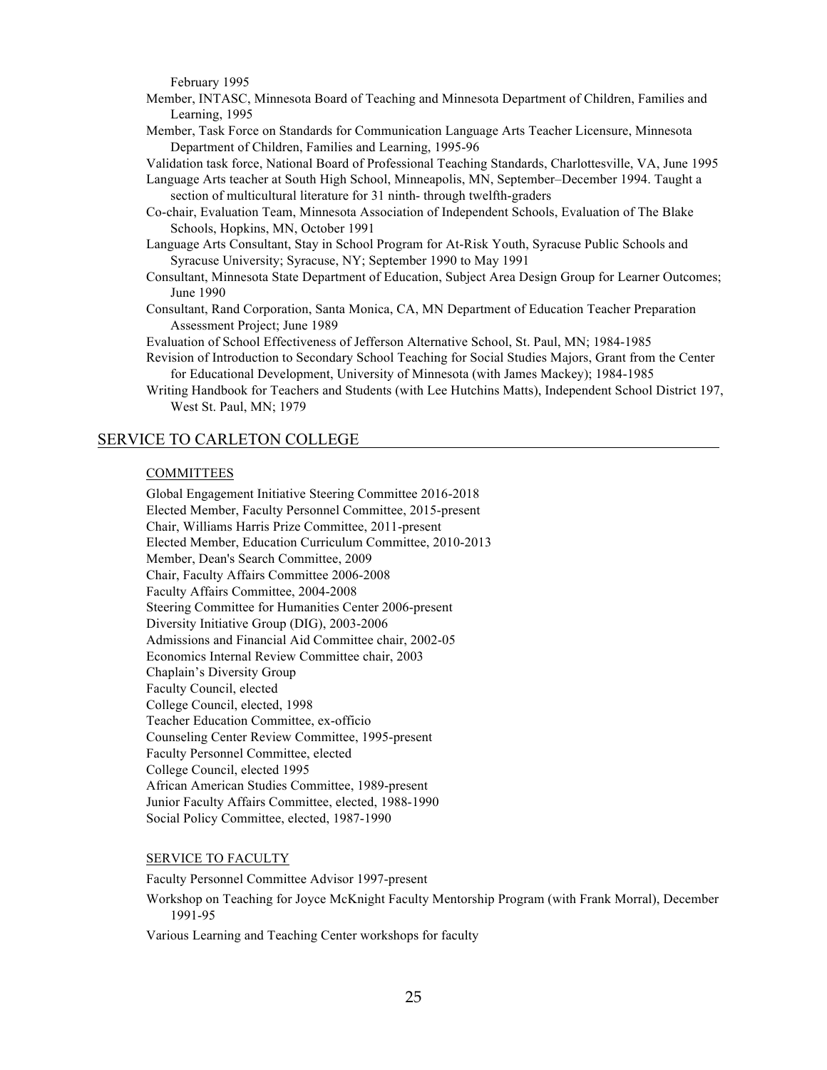February 1995

Member, INTASC, Minnesota Board of Teaching and Minnesota Department of Children, Families and Learning, 1995

Member, Task Force on Standards for Communication Language Arts Teacher Licensure, Minnesota Department of Children, Families and Learning, 1995-96

Validation task force, National Board of Professional Teaching Standards, Charlottesville, VA, June 1995

Language Arts teacher at South High School, Minneapolis, MN, September–December 1994. Taught a section of multicultural literature for 31 ninth- through twelfth-graders

Co-chair, Evaluation Team, Minnesota Association of Independent Schools, Evaluation of The Blake Schools, Hopkins, MN, October 1991

Language Arts Consultant, Stay in School Program for At-Risk Youth, Syracuse Public Schools and Syracuse University; Syracuse, NY; September 1990 to May 1991

Consultant, Minnesota State Department of Education, Subject Area Design Group for Learner Outcomes; June 1990

Consultant, Rand Corporation, Santa Monica, CA, MN Department of Education Teacher Preparation Assessment Project; June 1989

Evaluation of School Effectiveness of Jefferson Alternative School, St. Paul, MN; 1984-1985

Revision of Introduction to Secondary School Teaching for Social Studies Majors, Grant from the Center for Educational Development, University of Minnesota (with James Mackey); 1984-1985

Writing Handbook for Teachers and Students (with Lee Hutchins Matts), Independent School District 197, West St. Paul, MN; 1979

## SERVICE TO CARLETON COLLEGE

### COMMITTEES

Global Engagement Initiative Steering Committee 2016-2018
Elected Member, Faculty Personnel Committee, 2015-present
Chair, Williams Harris Prize Committee, 2011-present
Elected Member, Education Curriculum Committee, 2010-2013
Member, Dean's Search Committee, 2009
Chair, Faculty Affairs Committee 2006-2008
Faculty Affairs Committee, 2004-2008
Steering Committee for Humanities Center 2006-present
Diversity Initiative Group (DIG), 2003-2006
Admissions and Financial Aid Committee chair, 2002-05
Economics Internal Review Committee chair, 2003
Chaplain's Diversity Group
Faculty Council, elected
College Council, elected, 1998
Teacher Education Committee, ex-officio
Counseling Center Review Committee, 1995-present
Faculty Personnel Committee, elected
College Council, elected 1995
African American Studies Committee, 1989-present
Junior Faculty Affairs Committee, elected, 1988-1990
Social Policy Committee, elected, 1987-1990

### SERVICE TO FACULTY

Faculty Personnel Committee Advisor 1997-present

Workshop on Teaching for Joyce McKnight Faculty Mentorship Program (with Frank Morral), December 1991-95

Various Learning and Teaching Center workshops for faculty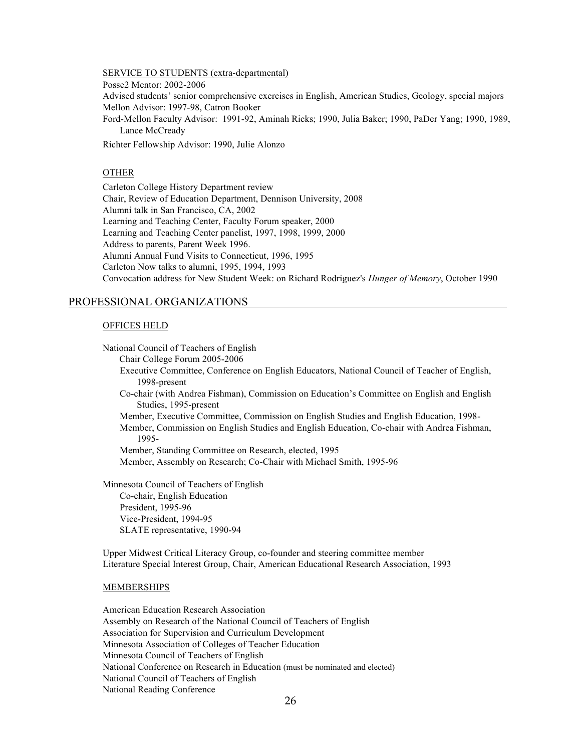SERVICE TO STUDENTS (extra-departmental)

Posse2 Mentor: 2002-2006

Advised students' senior comprehensive exercises in English, American Studies, Geology, special majors

Mellon Advisor: 1997-98, Catron Booker

Ford-Mellon Faculty Advisor: 1991-92, Aminah Ricks; 1990, Julia Baker; 1990, PaDer Yang; 1990, 1989, Lance McCready

Richter Fellowship Advisor: 1990, Julie Alonzo

OTHER

Carleton College History Department review

Chair, Review of Education Department, Dennison University, 2008

Alumni talk in San Francisco, CA, 2002

Learning and Teaching Center, Faculty Forum speaker, 2000

Learning and Teaching Center panelist, 1997, 1998, 1999, 2000

Address to parents, Parent Week 1996.

Alumni Annual Fund Visits to Connecticut, 1996, 1995

Carleton Now talks to alumni, 1995, 1994, 1993

Convocation address for New Student Week: on Richard Rodriguez's *Hunger of Memory*, October 1990

## PROFESSIONAL ORGANIZATIONS

OFFICES HELD

National Council of Teachers of English

- Chair College Forum 2005-2006
- Executive Committee, Conference on English Educators, National Council of Teacher of English, 1998-present
- Co-chair (with Andrea Fishman), Commission on Education's Committee on English and English Studies, 1995-present
- Member, Executive Committee, Commission on English Studies and English Education, 1998-
- Member, Commission on English Studies and English Education, Co-chair with Andrea Fishman, 1995-
- Member, Standing Committee on Research, elected, 1995
- Member, Assembly on Research; Co-Chair with Michael Smith, 1995-96

Minnesota Council of Teachers of English

- Co-chair, English Education
- President, 1995-96
- Vice-President, 1994-95
- SLATE representative, 1990-94

Upper Midwest Critical Literacy Group, co-founder and steering committee member

Literature Special Interest Group, Chair, American Educational Research Association, 1993

MEMBERSHIPS

American Education Research Association

Assembly on Research of the National Council of Teachers of English

Association for Supervision and Curriculum Development

Minnesota Association of Colleges of Teacher Education

Minnesota Council of Teachers of English

National Conference on Research in Education (must be nominated and elected)

National Council of Teachers of English

National Reading Conference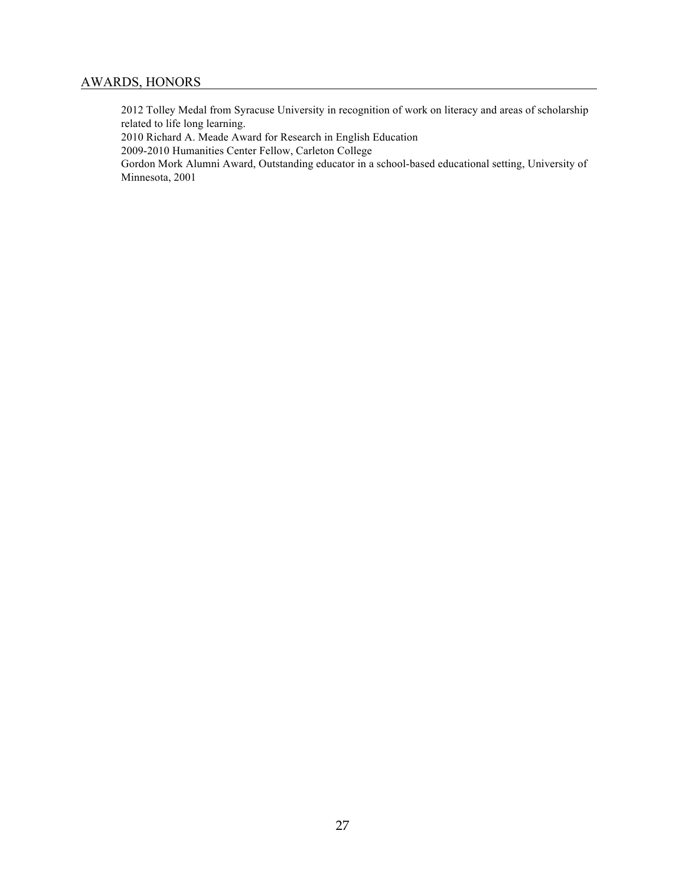## AWARDS, HONORS

2012 Tolley Medal from Syracuse University in recognition of work on literacy and areas of scholarship related to life long learning.

2010 Richard A. Meade Award for Research in English Education

2009-2010 Humanities Center Fellow, Carleton College

Gordon Mork Alumni Award, Outstanding educator in a school-based educational setting, University of Minnesota, 2001